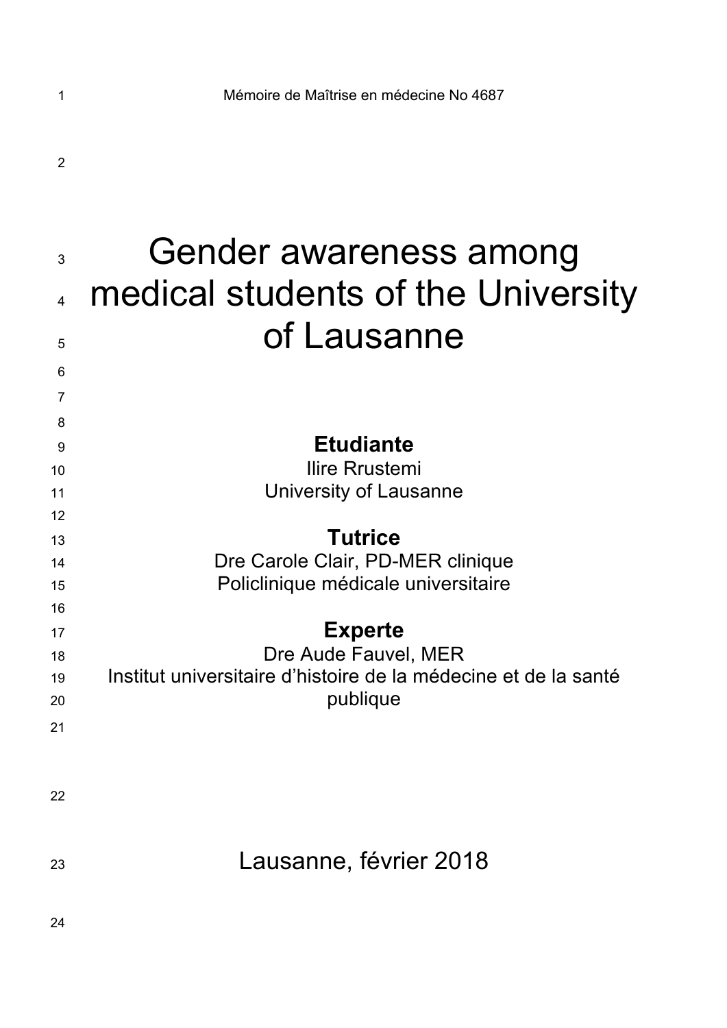Mémoire de Maîtrise en médecine No 4687

# Gender awareness among medical students of the University of Lausanne

**Etudiante**

Ilire Rrustemi

University of Lausanne

**Tutrice**

Dre Carole Clair, PD-MER clinique

Policlinique médicale universitaire

**Experte**

Dre Aude Fauvel, MER

Institut universitaire d'histoire de la médecine et de la santé publique

Lausanne, février 2018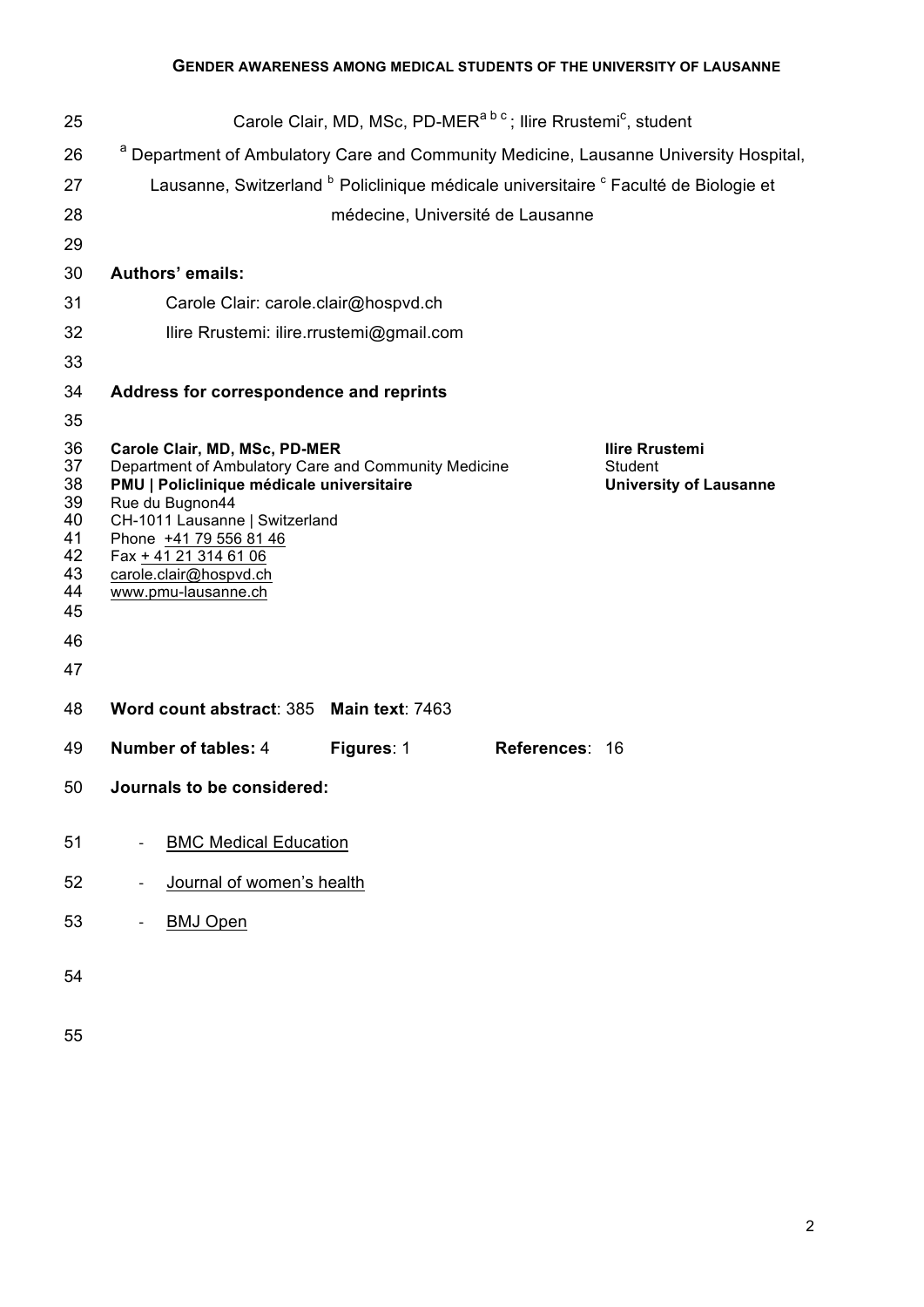Carole Clair, MD, MSc, PD-MER[a b c]; Ilire Rrustemi[c], student

[a] Department of Ambulatory Care and Community Medicine, Lausanne University Hospital, Lausanne, Switzerland [b] Policlinique médicale universitaire [c] Faculté de Biologie et médecine, Université de Lausanne

**Authors' emails:**

Carole Clair: carole.clair@hospvd.ch

Ilire Rrustemi: ilire.rrustemi@gmail.com

**Address for correspondence and reprints**

**Carole Clair, MD, MSc, PD-MER**
Department of Ambulatory Care and Community Medicine
**PMU | Policlinique médicale universitaire**
Rue du Bugnon44
CH-1011 Lausanne | Switzerland
Phone +41 79 556 81 46
Fax + 41 21 314 61 06
carole.clair@hospvd.ch
www.pmu-lausanne.ch

**Ilire Rrustemi**
Student
**University of Lausanne**

**Word count abstract**: 385 **Main text**: 7463

**Number of tables:** 4 **Figures**: 1 **References**: 16

**Journals to be considered:**

- BMC Medical Education
- Journal of women's health
- BMJ Open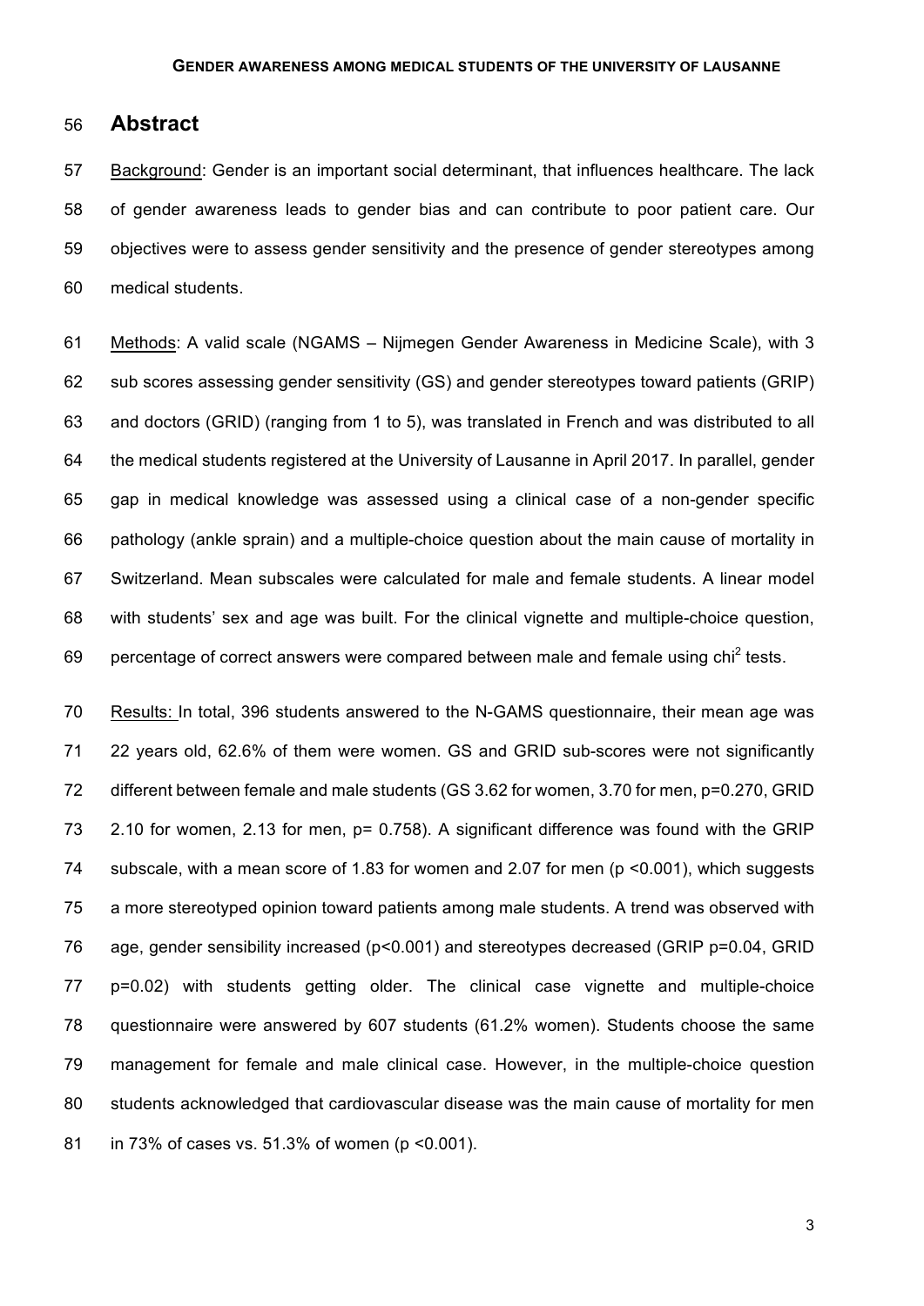## Abstract

Background: Gender is an important social determinant, that influences healthcare. The lack of gender awareness leads to gender bias and can contribute to poor patient care. Our objectives were to assess gender sensitivity and the presence of gender stereotypes among medical students.

Methods: A valid scale (NGAMS – Nijmegen Gender Awareness in Medicine Scale), with 3 sub scores assessing gender sensitivity (GS) and gender stereotypes toward patients (GRIP) and doctors (GRID) (ranging from 1 to 5), was translated in French and was distributed to all the medical students registered at the University of Lausanne in April 2017. In parallel, gender gap in medical knowledge was assessed using a clinical case of a non-gender specific pathology (ankle sprain) and a multiple-choice question about the main cause of mortality in Switzerland. Mean subscales were calculated for male and female students. A linear model with students' sex and age was built. For the clinical vignette and multiple-choice question, percentage of correct answers were compared between male and female using $chi^2$ tests.

Results: In total, 396 students answered to the N-GAMS questionnaire, their mean age was 22 years old, 62.6% of them were women. GS and GRID sub-scores were not significantly different between female and male students (GS 3.62 for women, 3.70 for men, p=0.270, GRID 2.10 for women, 2.13 for men, p= 0.758). A significant difference was found with the GRIP subscale, with a mean score of 1.83 for women and 2.07 for men (p <0.001), which suggests a more stereotyped opinion toward patients among male students. A trend was observed with age, gender sensibility increased (p<0.001) and stereotypes decreased (GRIP p=0.04, GRID p=0.02) with students getting older. The clinical case vignette and multiple-choice questionnaire were answered by 607 students (61.2% women). Students choose the same management for female and male clinical case. However, in the multiple-choice question students acknowledged that cardiovascular disease was the main cause of mortality for men in 73% of cases vs. 51.3% of women (p <0.001).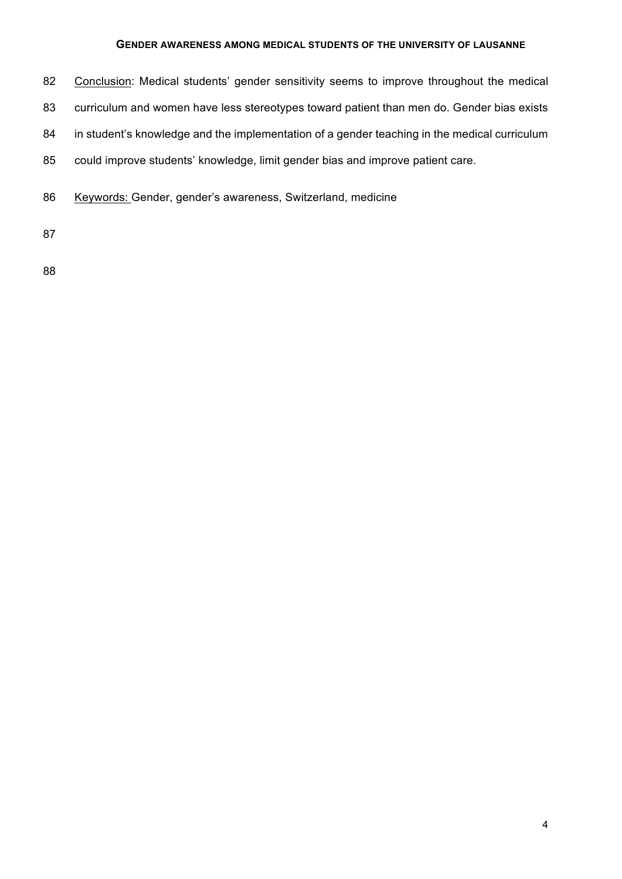Conclusion: Medical students' gender sensitivity seems to improve throughout the medical curriculum and women have less stereotypes toward patient than men do. Gender bias exists in student's knowledge and the implementation of a gender teaching in the medical curriculum could improve students' knowledge, limit gender bias and improve patient care.

Keywords: Gender, gender's awareness, Switzerland, medicine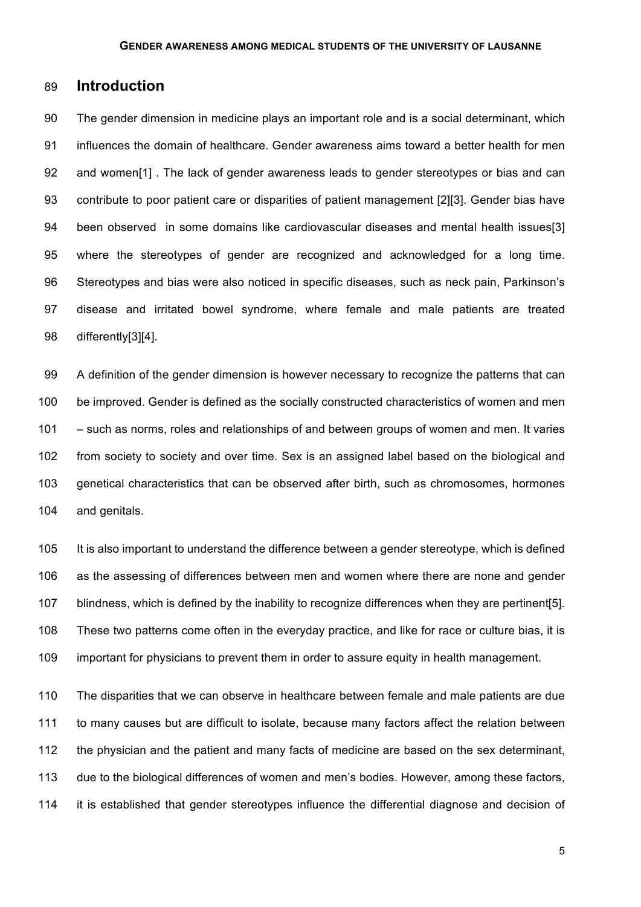## Introduction

The gender dimension in medicine plays an important role and is a social determinant, which influences the domain of healthcare. Gender awareness aims toward a better health for men and women[1] . The lack of gender awareness leads to gender stereotypes or bias and can contribute to poor patient care or disparities of patient management [2][3]. Gender bias have been observed in some domains like cardiovascular diseases and mental health issues[3] where the stereotypes of gender are recognized and acknowledged for a long time. Stereotypes and bias were also noticed in specific diseases, such as neck pain, Parkinson's disease and irritated bowel syndrome, where female and male patients are treated differently[3][4].

A definition of the gender dimension is however necessary to recognize the patterns that can be improved. Gender is defined as the socially constructed characteristics of women and men – such as norms, roles and relationships of and between groups of women and men. It varies from society to society and over time. Sex is an assigned label based on the biological and genetical characteristics that can be observed after birth, such as chromosomes, hormones and genitals.

It is also important to understand the difference between a gender stereotype, which is defined as the assessing of differences between men and women where there are none and gender blindness, which is defined by the inability to recognize differences when they are pertinent[5]. These two patterns come often in the everyday practice, and like for race or culture bias, it is important for physicians to prevent them in order to assure equity in health management.

The disparities that we can observe in healthcare between female and male patients are due to many causes but are difficult to isolate, because many factors affect the relation between the physician and the patient and many facts of medicine are based on the sex determinant, due to the biological differences of women and men's bodies. However, among these factors, it is established that gender stereotypes influence the differential diagnose and decision of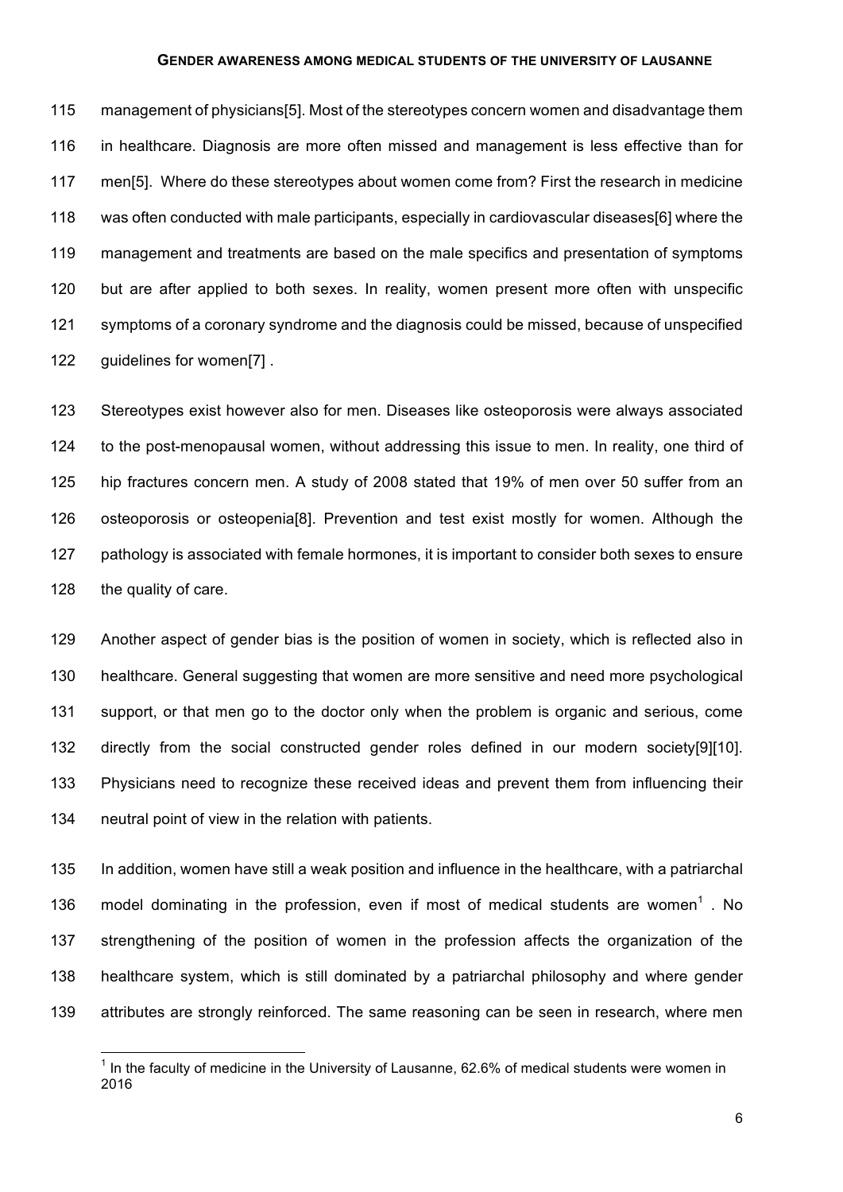management of physicians[5]. Most of the stereotypes concern women and disadvantage them in healthcare. Diagnosis are more often missed and management is less effective than for men[5]. Where do these stereotypes about women come from? First the research in medicine was often conducted with male participants, especially in cardiovascular diseases[6] where the management and treatments are based on the male specifics and presentation of symptoms but are after applied to both sexes. In reality, women present more often with unspecific symptoms of a coronary syndrome and the diagnosis could be missed, because of unspecified guidelines for women[7] .

Stereotypes exist however also for men. Diseases like osteoporosis were always associated to the post-menopausal women, without addressing this issue to men. In reality, one third of hip fractures concern men. A study of 2008 stated that 19% of men over 50 suffer from an osteoporosis or osteopenia[8]. Prevention and test exist mostly for women. Although the pathology is associated with female hormones, it is important to consider both sexes to ensure the quality of care.

Another aspect of gender bias is the position of women in society, which is reflected also in healthcare. General suggesting that women are more sensitive and need more psychological support, or that men go to the doctor only when the problem is organic and serious, come directly from the social constructed gender roles defined in our modern society[9][10]. Physicians need to recognize these received ideas and prevent them from influencing their neutral point of view in the relation with patients.

In addition, women have still a weak position and influence in the healthcare, with a patriarchal model dominating in the profession, even if most of medical students are women[1] . No strengthening of the position of women in the profession affects the organization of the healthcare system, which is still dominated by a patriarchal philosophy and where gender attributes are strongly reinforced. The same reasoning can be seen in research, where men

[1] In the faculty of medicine in the University of Lausanne, 62.6% of medical students were women in 2016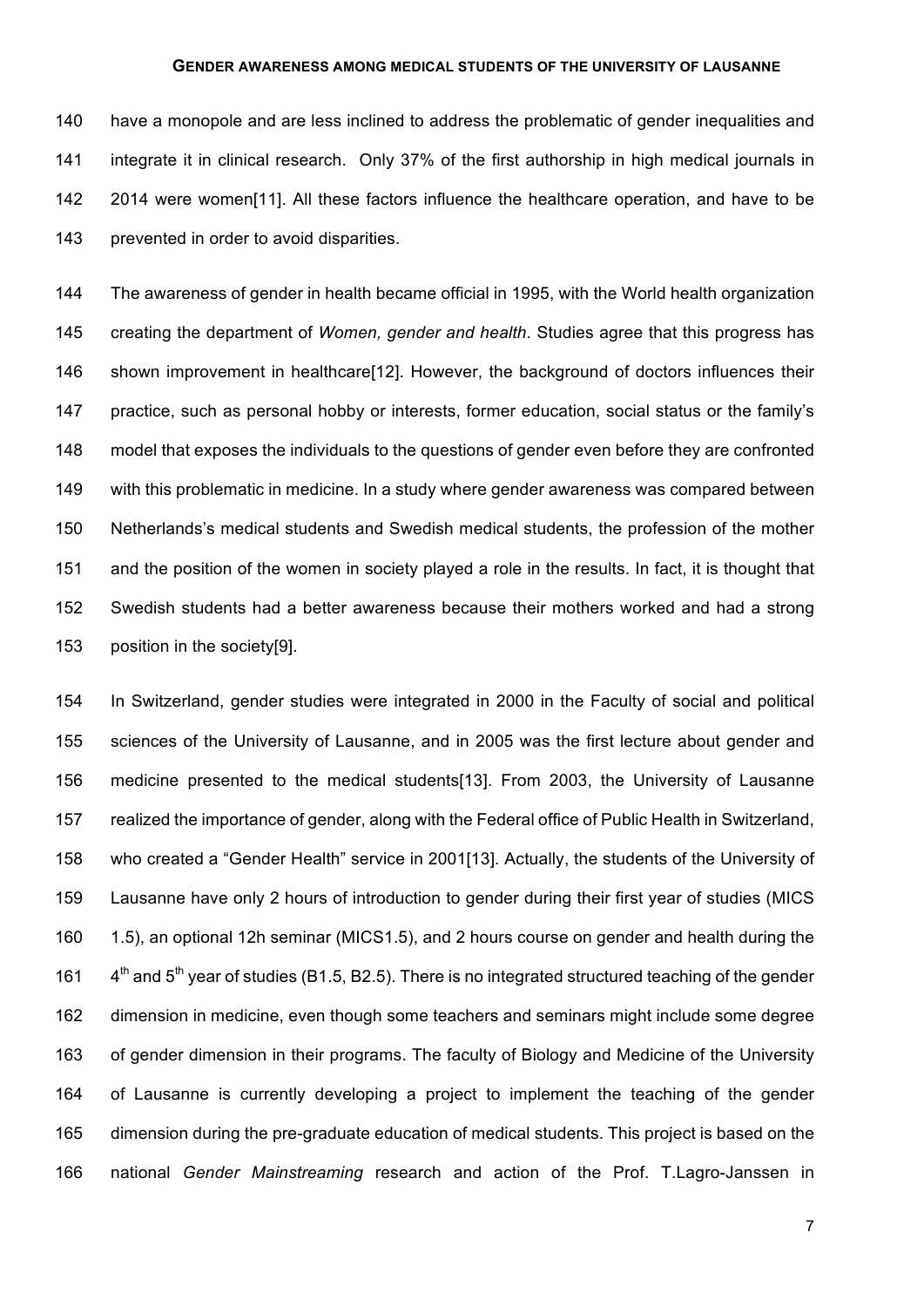have a monopole and are less inclined to address the problematic of gender inequalities and integrate it in clinical research. Only 37% of the first authorship in high medical journals in 2014 were women[11]. All these factors influence the healthcare operation, and have to be prevented in order to avoid disparities.

The awareness of gender in health became official in 1995, with the World health organization creating the department of *Women, gender and health*. Studies agree that this progress has shown improvement in healthcare[12]. However, the background of doctors influences their practice, such as personal hobby or interests, former education, social status or the family's model that exposes the individuals to the questions of gender even before they are confronted with this problematic in medicine. In a study where gender awareness was compared between Netherlands's medical students and Swedish medical students, the profession of the mother and the position of the women in society played a role in the results. In fact, it is thought that Swedish students had a better awareness because their mothers worked and had a strong position in the society[9].

In Switzerland, gender studies were integrated in 2000 in the Faculty of social and political sciences of the University of Lausanne, and in 2005 was the first lecture about gender and medicine presented to the medical students[13]. From 2003, the University of Lausanne realized the importance of gender, along with the Federal office of Public Health in Switzerland, who created a "Gender Health" service in 2001[13]. Actually, the students of the University of Lausanne have only 2 hours of introduction to gender during their first year of studies (MICS 1.5), an optional 12h seminar (MICS1.5), and 2 hours course on gender and health during the 4th and 5th year of studies (B1.5, B2.5). There is no integrated structured teaching of the gender dimension in medicine, even though some teachers and seminars might include some degree of gender dimension in their programs. The faculty of Biology and Medicine of the University of Lausanne is currently developing a project to implement the teaching of the gender dimension during the pre-graduate education of medical students. This project is based on the national *Gender Mainstreaming* research and action of the Prof. T.Lagro-Janssen in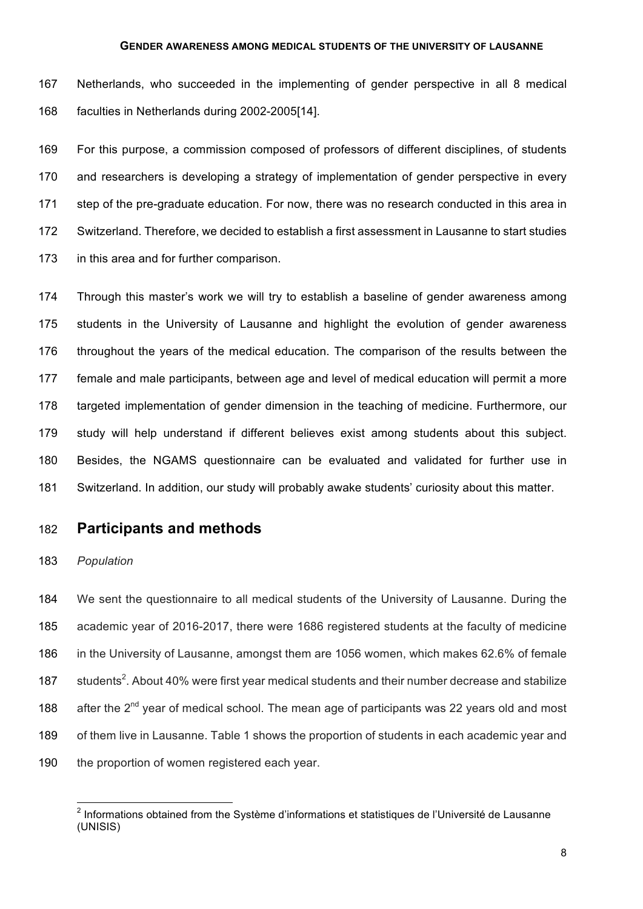Netherlands, who succeeded in the implementing of gender perspective in all 8 medical faculties in Netherlands during 2002-2005[14].

For this purpose, a commission composed of professors of different disciplines, of students and researchers is developing a strategy of implementation of gender perspective in every step of the pre-graduate education. For now, there was no research conducted in this area in Switzerland. Therefore, we decided to establish a first assessment in Lausanne to start studies in this area and for further comparison.

Through this master's work we will try to establish a baseline of gender awareness among students in the University of Lausanne and highlight the evolution of gender awareness throughout the years of the medical education. The comparison of the results between the female and male participants, between age and level of medical education will permit a more targeted implementation of gender dimension in the teaching of medicine. Furthermore, our study will help understand if different believes exist among students about this subject. Besides, the NGAMS questionnaire can be evaluated and validated for further use in Switzerland. In addition, our study will probably awake students' curiosity about this matter.

## Participants and methods

*Population*

We sent the questionnaire to all medical students of the University of Lausanne. During the academic year of 2016-2017, there were 1686 registered students at the faculty of medicine in the University of Lausanne, amongst them are 1056 women, which makes 62.6% of female students[2]. About 40% were first year medical students and their number decrease and stabilize after the 2nd year of medical school. The mean age of participants was 22 years old and most of them live in Lausanne. Table 1 shows the proportion of students in each academic year and the proportion of women registered each year.

[2] Informations obtained from the Système d'informations et statistiques de l'Université de Lausanne (UNISIS)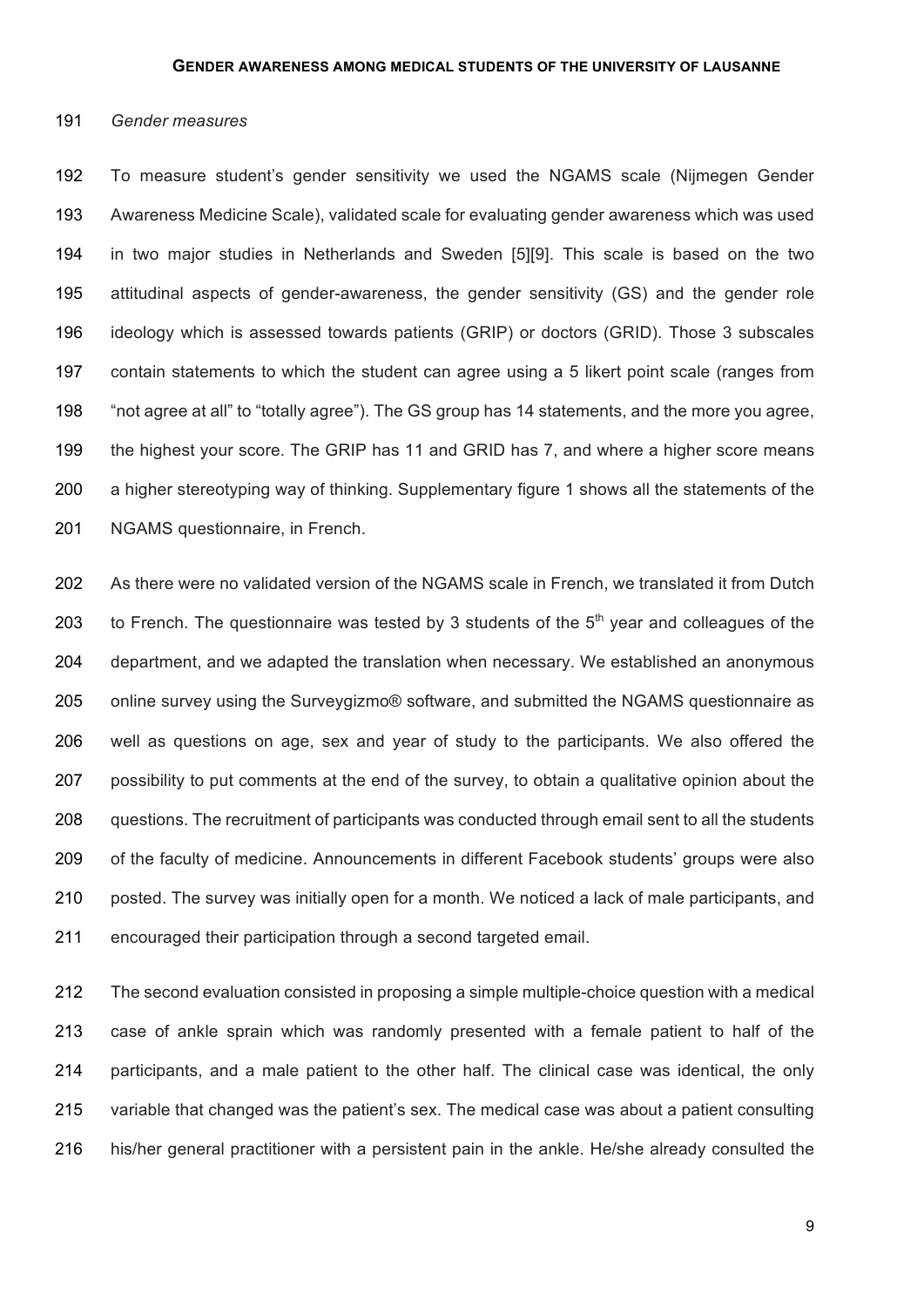*Gender measures*

To measure student's gender sensitivity we used the NGAMS scale (Nijmegen Gender Awareness Medicine Scale), validated scale for evaluating gender awareness which was used in two major studies in Netherlands and Sweden [5][9]. This scale is based on the two attitudinal aspects of gender-awareness, the gender sensitivity (GS) and the gender role ideology which is assessed towards patients (GRIP) or doctors (GRID). Those 3 subscales contain statements to which the student can agree using a 5 likert point scale (ranges from "not agree at all" to "totally agree"). The GS group has 14 statements, and the more you agree, the highest your score. The GRIP has 11 and GRID has 7, and where a higher score means a higher stereotyping way of thinking. Supplementary figure 1 shows all the statements of the NGAMS questionnaire, in French.

As there were no validated version of the NGAMS scale in French, we translated it from Dutch to French. The questionnaire was tested by 3 students of the 5th year and colleagues of the department, and we adapted the translation when necessary. We established an anonymous online survey using the Surveygizmo® software, and submitted the NGAMS questionnaire as well as questions on age, sex and year of study to the participants. We also offered the possibility to put comments at the end of the survey, to obtain a qualitative opinion about the questions. The recruitment of participants was conducted through email sent to all the students of the faculty of medicine. Announcements in different Facebook students' groups were also posted. The survey was initially open for a month. We noticed a lack of male participants, and encouraged their participation through a second targeted email.

The second evaluation consisted in proposing a simple multiple-choice question with a medical case of ankle sprain which was randomly presented with a female patient to half of the participants, and a male patient to the other half. The clinical case was identical, the only variable that changed was the patient's sex. The medical case was about a patient consulting his/her general practitioner with a persistent pain in the ankle. He/she already consulted the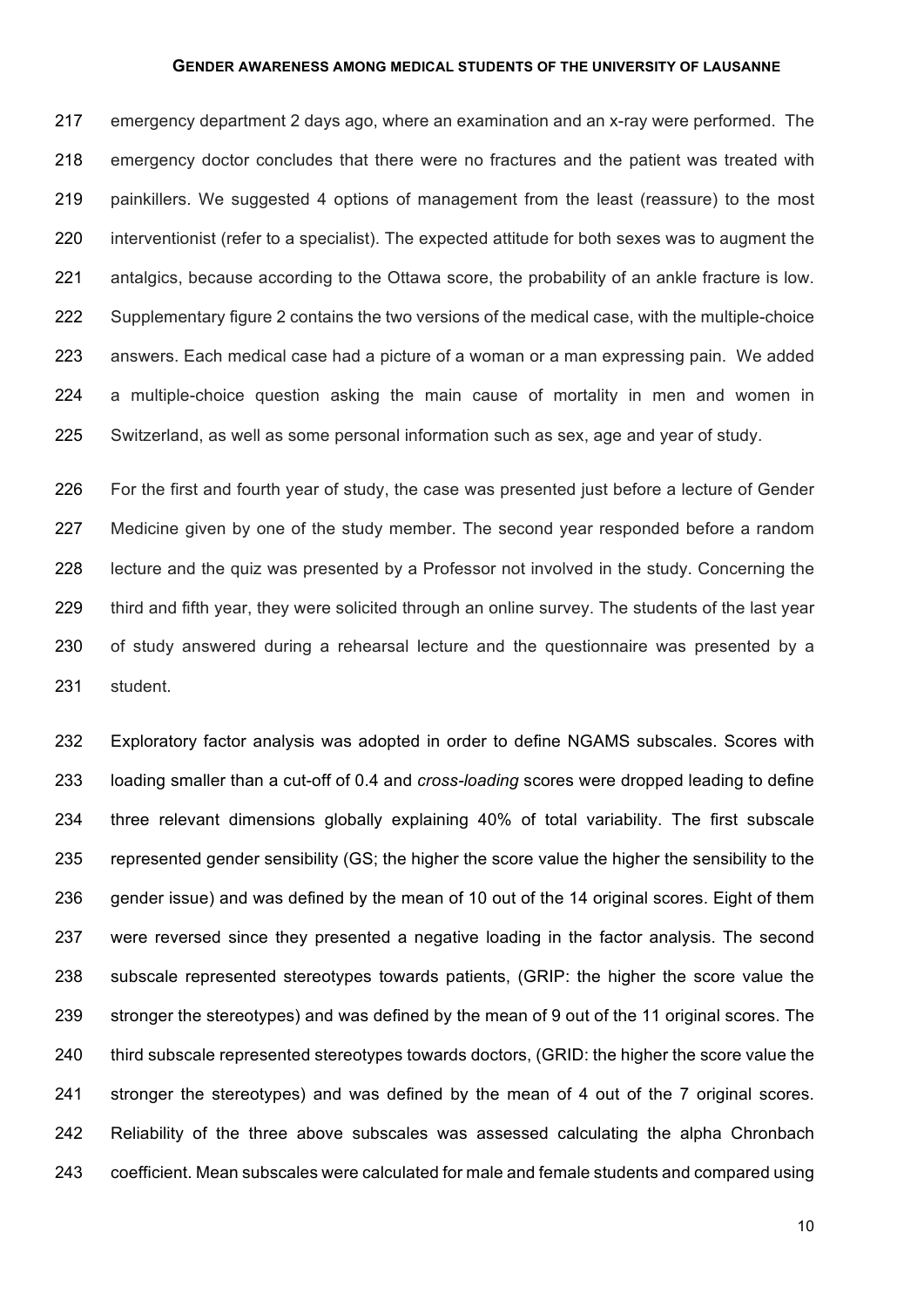emergency department 2 days ago, where an examination and an x-ray were performed. The emergency doctor concludes that there were no fractures and the patient was treated with painkillers. We suggested 4 options of management from the least (reassure) to the most interventionist (refer to a specialist). The expected attitude for both sexes was to augment the antalgics, because according to the Ottawa score, the probability of an ankle fracture is low. Supplementary figure 2 contains the two versions of the medical case, with the multiple-choice answers. Each medical case had a picture of a woman or a man expressing pain. We added a multiple-choice question asking the main cause of mortality in men and women in Switzerland, as well as some personal information such as sex, age and year of study.

For the first and fourth year of study, the case was presented just before a lecture of Gender Medicine given by one of the study member. The second year responded before a random lecture and the quiz was presented by a Professor not involved in the study. Concerning the third and fifth year, they were solicited through an online survey. The students of the last year of study answered during a rehearsal lecture and the questionnaire was presented by a student.

Exploratory factor analysis was adopted in order to define NGAMS subscales. Scores with loading smaller than a cut-off of 0.4 and *cross-loading* scores were dropped leading to define three relevant dimensions globally explaining 40% of total variability. The first subscale represented gender sensibility (GS; the higher the score value the higher the sensibility to the gender issue) and was defined by the mean of 10 out of the 14 original scores. Eight of them were reversed since they presented a negative loading in the factor analysis. The second subscale represented stereotypes towards patients, (GRIP: the higher the score value the stronger the stereotypes) and was defined by the mean of 9 out of the 11 original scores. The third subscale represented stereotypes towards doctors, (GRID: the higher the score value the stronger the stereotypes) and was defined by the mean of 4 out of the 7 original scores. Reliability of the three above subscales was assessed calculating the alpha Chronbach coefficient. Mean subscales were calculated for male and female students and compared using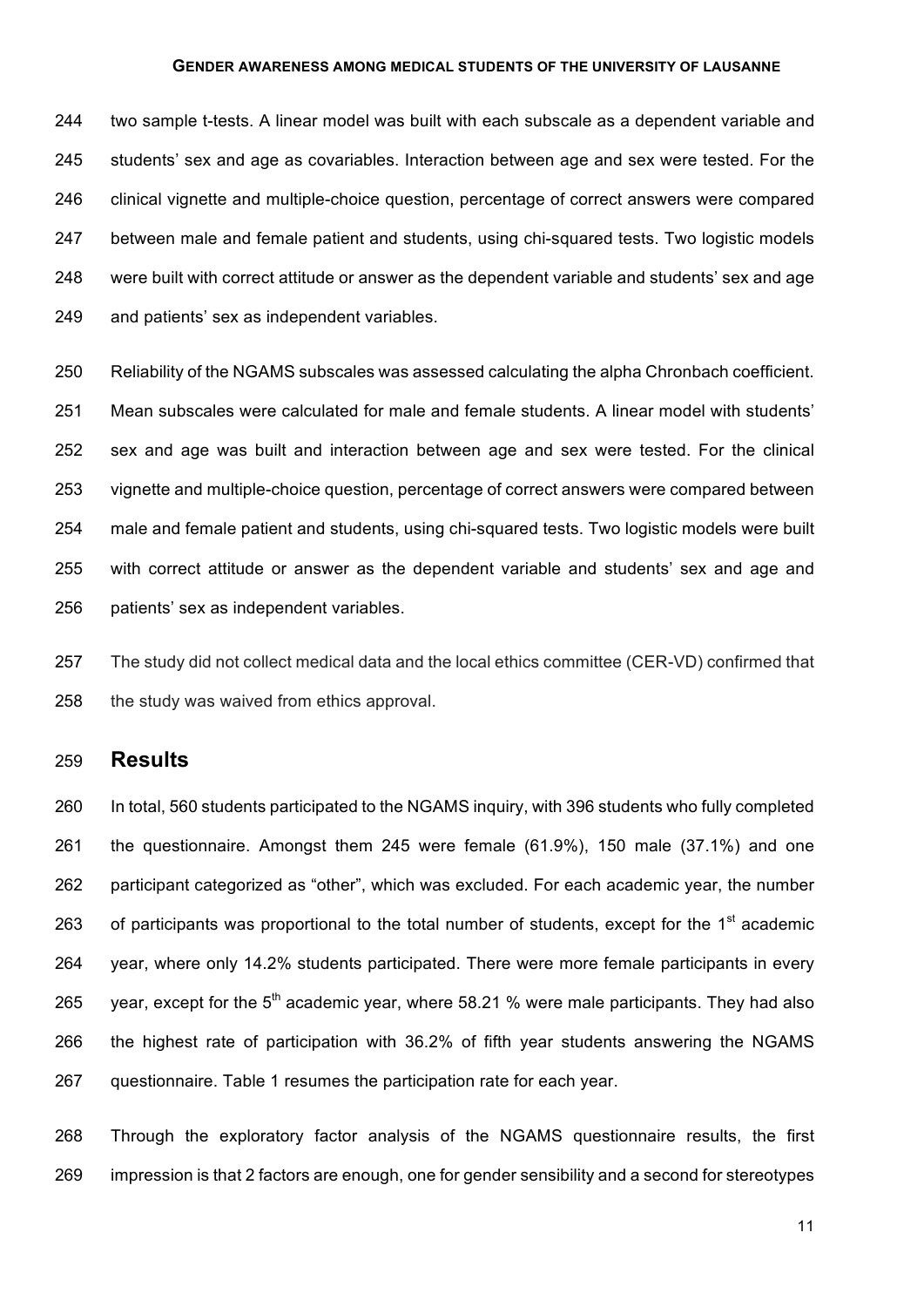two sample t-tests. A linear model was built with each subscale as a dependent variable and students' sex and age as covariables. Interaction between age and sex were tested. For the clinical vignette and multiple-choice question, percentage of correct answers were compared between male and female patient and students, using chi-squared tests. Two logistic models were built with correct attitude or answer as the dependent variable and students' sex and age and patients' sex as independent variables.

Reliability of the NGAMS subscales was assessed calculating the alpha Chronbach coefficient. Mean subscales were calculated for male and female students. A linear model with students' sex and age was built and interaction between age and sex were tested. For the clinical vignette and multiple-choice question, percentage of correct answers were compared between male and female patient and students, using chi-squared tests. Two logistic models were built with correct attitude or answer as the dependent variable and students' sex and age and patients' sex as independent variables.

The study did not collect medical data and the local ethics committee (CER-VD) confirmed that the study was waived from ethics approval.

## Results

In total, 560 students participated to the NGAMS inquiry, with 396 students who fully completed the questionnaire. Amongst them 245 were female (61.9%), 150 male (37.1%) and one participant categorized as "other", which was excluded. For each academic year, the number of participants was proportional to the total number of students, except for the 1st academic year, where only 14.2% students participated. There were more female participants in every year, except for the 5th academic year, where 58.21 % were male participants. They had also the highest rate of participation with 36.2% of fifth year students answering the NGAMS questionnaire. Table 1 resumes the participation rate for each year.

Through the exploratory factor analysis of the NGAMS questionnaire results, the first impression is that 2 factors are enough, one for gender sensibility and a second for stereotypes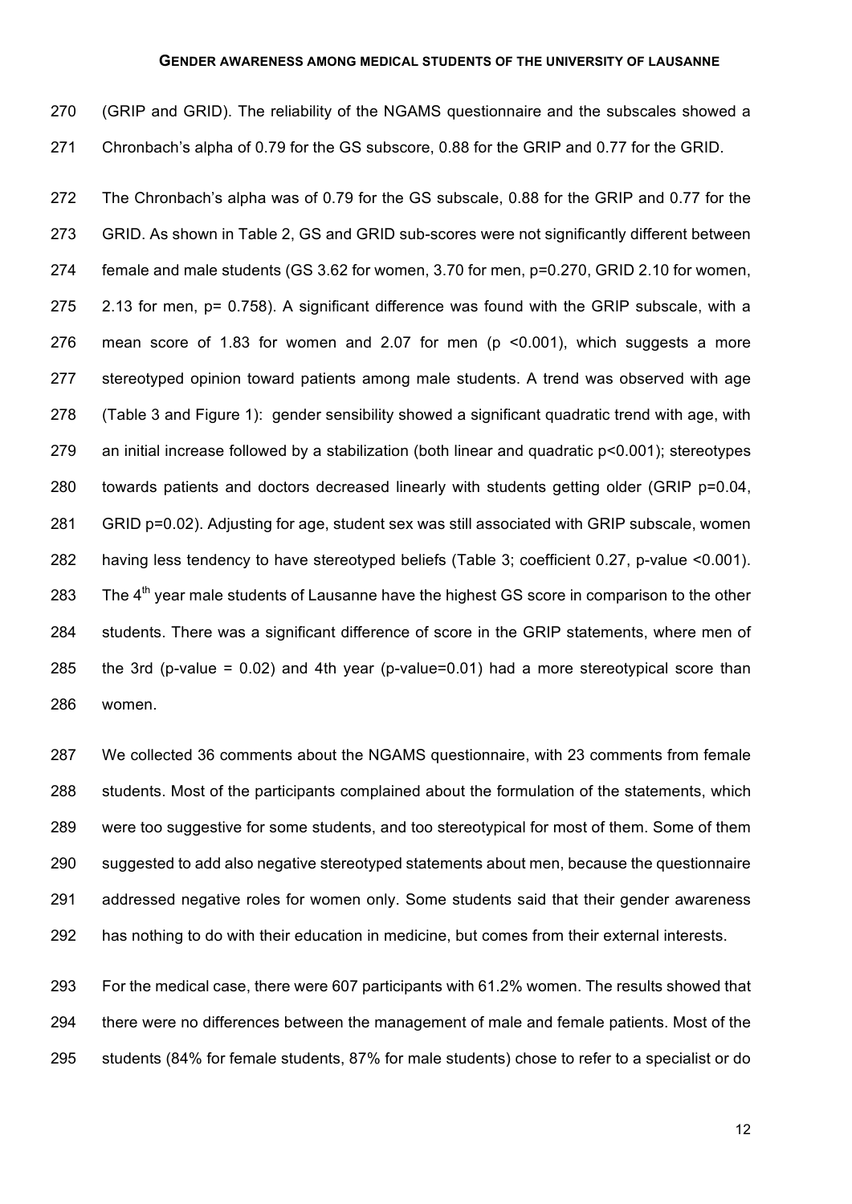(GRIP and GRID). The reliability of the NGAMS questionnaire and the subscales showed a Chronbach's alpha of 0.79 for the GS subscore, 0.88 for the GRIP and 0.77 for the GRID.

The Chronbach's alpha was of 0.79 for the GS subscale, 0.88 for the GRIP and 0.77 for the GRID. As shown in Table 2, GS and GRID sub-scores were not significantly different between female and male students (GS 3.62 for women, 3.70 for men, p=0.270, GRID 2.10 for women, 2.13 for men, p= 0.758). A significant difference was found with the GRIP subscale, with a mean score of 1.83 for women and 2.07 for men (p <0.001), which suggests a more stereotyped opinion toward patients among male students. A trend was observed with age (Table 3 and Figure 1): gender sensibility showed a significant quadratic trend with age, with an initial increase followed by a stabilization (both linear and quadratic p<0.001); stereotypes towards patients and doctors decreased linearly with students getting older (GRIP p=0.04, GRID p=0.02). Adjusting for age, student sex was still associated with GRIP subscale, women having less tendency to have stereotyped beliefs (Table 3; coefficient 0.27, p-value <0.001). The 4th year male students of Lausanne have the highest GS score in comparison to the other students. There was a significant difference of score in the GRIP statements, where men of the 3rd (p-value = 0.02) and 4th year (p-value=0.01) had a more stereotypical score than women.

We collected 36 comments about the NGAMS questionnaire, with 23 comments from female students. Most of the participants complained about the formulation of the statements, which were too suggestive for some students, and too stereotypical for most of them. Some of them suggested to add also negative stereotyped statements about men, because the questionnaire addressed negative roles for women only. Some students said that their gender awareness has nothing to do with their education in medicine, but comes from their external interests.

For the medical case, there were 607 participants with 61.2% women. The results showed that there were no differences between the management of male and female patients. Most of the students (84% for female students, 87% for male students) chose to refer to a specialist or do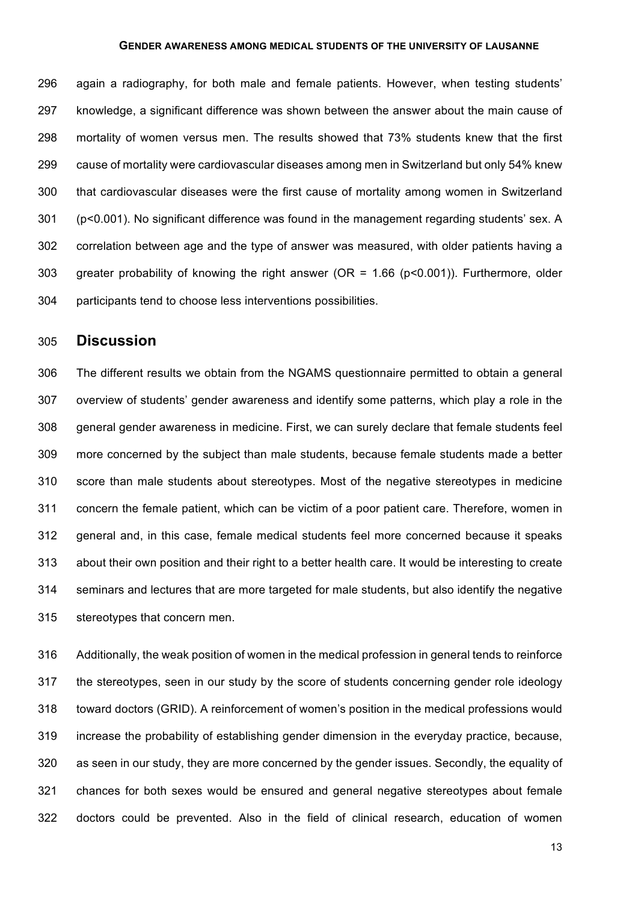again a radiography, for both male and female patients. However, when testing students' knowledge, a significant difference was shown between the answer about the main cause of mortality of women versus men. The results showed that 73% students knew that the first cause of mortality were cardiovascular diseases among men in Switzerland but only 54% knew that cardiovascular diseases were the first cause of mortality among women in Switzerland ($p<0.001$). No significant difference was found in the management regarding students' sex. A correlation between age and the type of answer was measured, with older patients having a greater probability of knowing the right answer (OR = 1.66 ($p<0.001$)). Furthermore, older participants tend to choose less interventions possibilities.

## Discussion

The different results we obtain from the NGAMS questionnaire permitted to obtain a general overview of students' gender awareness and identify some patterns, which play a role in the general gender awareness in medicine. First, we can surely declare that female students feel more concerned by the subject than male students, because female students made a better score than male students about stereotypes. Most of the negative stereotypes in medicine concern the female patient, which can be victim of a poor patient care. Therefore, women in general and, in this case, female medical students feel more concerned because it speaks about their own position and their right to a better health care. It would be interesting to create seminars and lectures that are more targeted for male students, but also identify the negative stereotypes that concern men.

Additionally, the weak position of women in the medical profession in general tends to reinforce the stereotypes, seen in our study by the score of students concerning gender role ideology toward doctors (GRID). A reinforcement of women's position in the medical professions would increase the probability of establishing gender dimension in the everyday practice, because, as seen in our study, they are more concerned by the gender issues. Secondly, the equality of chances for both sexes would be ensured and general negative stereotypes about female doctors could be prevented. Also in the field of clinical research, education of women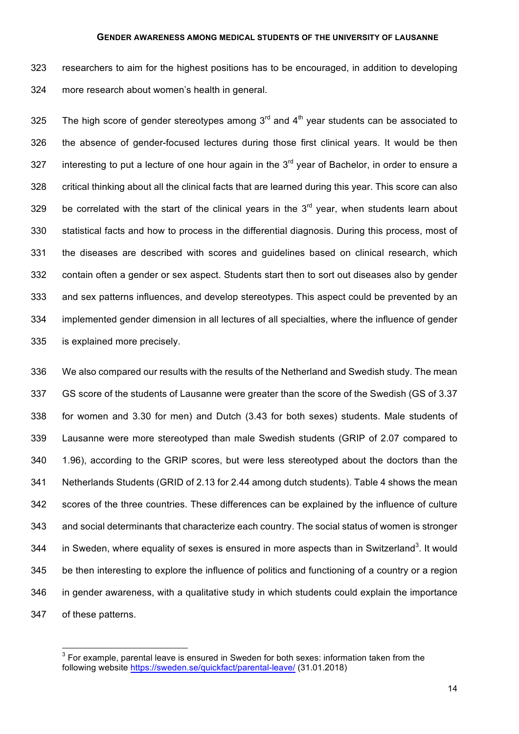researchers to aim for the highest positions has to be encouraged, in addition to developing more research about women's health in general.

The high score of gender stereotypes among 3$^{rd}$ and 4$^{th}$ year students can be associated to the absence of gender-focused lectures during those first clinical years. It would be then interesting to put a lecture of one hour again in the 3$^{rd}$ year of Bachelor, in order to ensure a critical thinking about all the clinical facts that are learned during this year. This score can also be correlated with the start of the clinical years in the 3$^{rd}$ year, when students learn about statistical facts and how to process in the differential diagnosis. During this process, most of the diseases are described with scores and guidelines based on clinical research, which contain often a gender or sex aspect. Students start then to sort out diseases also by gender and sex patterns influences, and develop stereotypes. This aspect could be prevented by an implemented gender dimension in all lectures of all specialties, where the influence of gender is explained more precisely.

We also compared our results with the results of the Netherland and Swedish study. The mean GS score of the students of Lausanne were greater than the score of the Swedish (GS of 3.37 for women and 3.30 for men) and Dutch (3.43 for both sexes) students. Male students of Lausanne were more stereotyped than male Swedish students (GRIP of 2.07 compared to 1.96), according to the GRIP scores, but were less stereotyped about the doctors than the Netherlands Students (GRID of 2.13 for 2.44 among dutch students). Table 4 shows the mean scores of the three countries. These differences can be explained by the influence of culture and social determinants that characterize each country. The social status of women is stronger in Sweden, where equality of sexes is ensured in more aspects than in Switzerland[3]. It would be then interesting to explore the influence of politics and functioning of a country or a region in gender awareness, with a qualitative study in which students could explain the importance of these patterns.

[3] For example, parental leave is ensured in Sweden for both sexes: information taken from the following website https://sweden.se/quickfact/parental-leave/ (31.01.2018)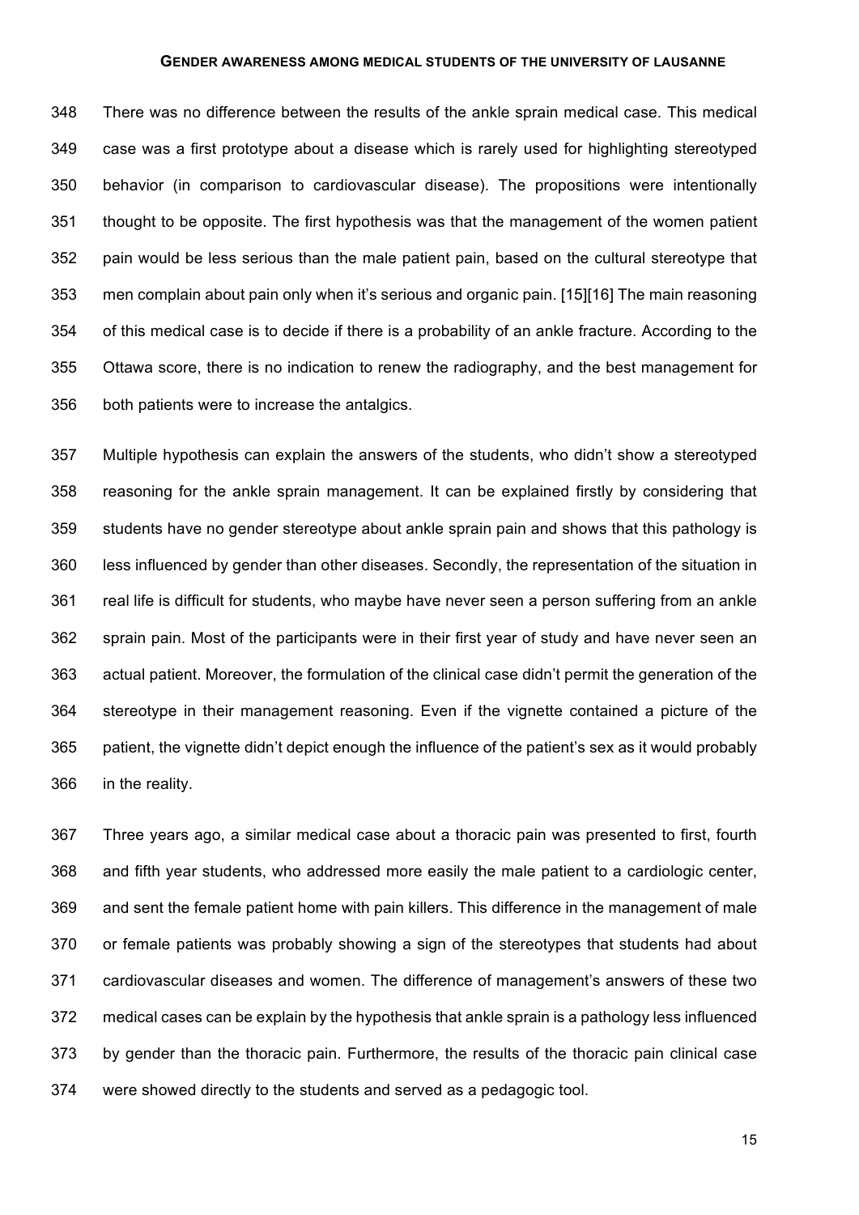There was no difference between the results of the ankle sprain medical case. This medical case was a first prototype about a disease which is rarely used for highlighting stereotyped behavior (in comparison to cardiovascular disease). The propositions were intentionally thought to be opposite. The first hypothesis was that the management of the women patient pain would be less serious than the male patient pain, based on the cultural stereotype that men complain about pain only when it's serious and organic pain. [15][16] The main reasoning of this medical case is to decide if there is a probability of an ankle fracture. According to the Ottawa score, there is no indication to renew the radiography, and the best management for both patients were to increase the antalgics.

Multiple hypothesis can explain the answers of the students, who didn't show a stereotyped reasoning for the ankle sprain management. It can be explained firstly by considering that students have no gender stereotype about ankle sprain pain and shows that this pathology is less influenced by gender than other diseases. Secondly, the representation of the situation in real life is difficult for students, who maybe have never seen a person suffering from an ankle sprain pain. Most of the participants were in their first year of study and have never seen an actual patient. Moreover, the formulation of the clinical case didn't permit the generation of the stereotype in their management reasoning. Even if the vignette contained a picture of the patient, the vignette didn't depict enough the influence of the patient's sex as it would probably in the reality.

Three years ago, a similar medical case about a thoracic pain was presented to first, fourth and fifth year students, who addressed more easily the male patient to a cardiologic center, and sent the female patient home with pain killers. This difference in the management of male or female patients was probably showing a sign of the stereotypes that students had about cardiovascular diseases and women. The difference of management's answers of these two medical cases can be explain by the hypothesis that ankle sprain is a pathology less influenced by gender than the thoracic pain. Furthermore, the results of the thoracic pain clinical case were showed directly to the students and served as a pedagogic tool.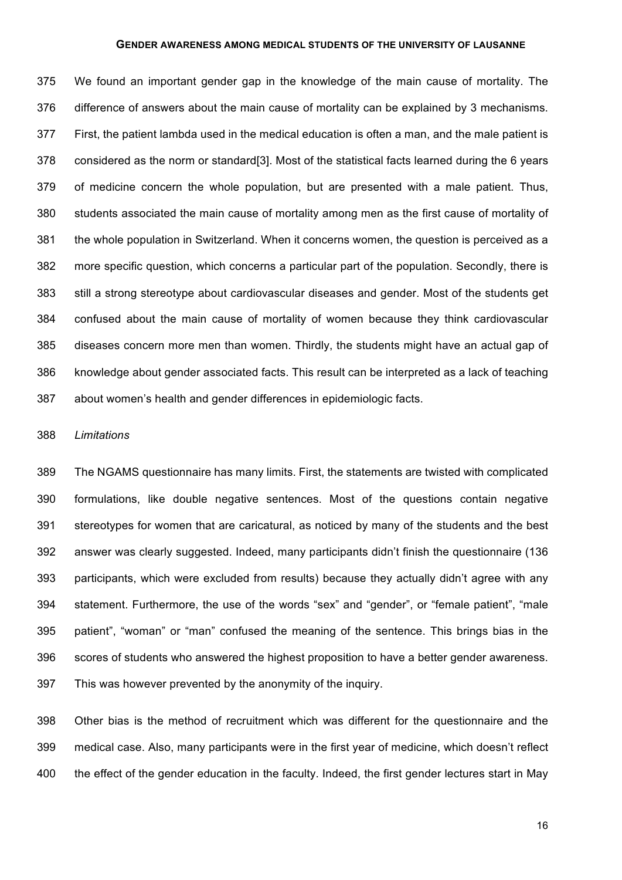We found an important gender gap in the knowledge of the main cause of mortality. The difference of answers about the main cause of mortality can be explained by 3 mechanisms. First, the patient lambda used in the medical education is often a man, and the male patient is considered as the norm or standard[3]. Most of the statistical facts learned during the 6 years of medicine concern the whole population, but are presented with a male patient. Thus, students associated the main cause of mortality among men as the first cause of mortality of the whole population in Switzerland. When it concerns women, the question is perceived as a more specific question, which concerns a particular part of the population. Secondly, there is still a strong stereotype about cardiovascular diseases and gender. Most of the students get confused about the main cause of mortality of women because they think cardiovascular diseases concern more men than women. Thirdly, the students might have an actual gap of knowledge about gender associated facts. This result can be interpreted as a lack of teaching about women's health and gender differences in epidemiologic facts.

*Limitations*

The NGAMS questionnaire has many limits. First, the statements are twisted with complicated formulations, like double negative sentences. Most of the questions contain negative stereotypes for women that are caricatural, as noticed by many of the students and the best answer was clearly suggested. Indeed, many participants didn't finish the questionnaire (136 participants, which were excluded from results) because they actually didn't agree with any statement. Furthermore, the use of the words "sex" and "gender", or "female patient", "male patient", "woman" or "man" confused the meaning of the sentence. This brings bias in the scores of students who answered the highest proposition to have a better gender awareness. This was however prevented by the anonymity of the inquiry.

Other bias is the method of recruitment which was different for the questionnaire and the medical case. Also, many participants were in the first year of medicine, which doesn't reflect the effect of the gender education in the faculty. Indeed, the first gender lectures start in May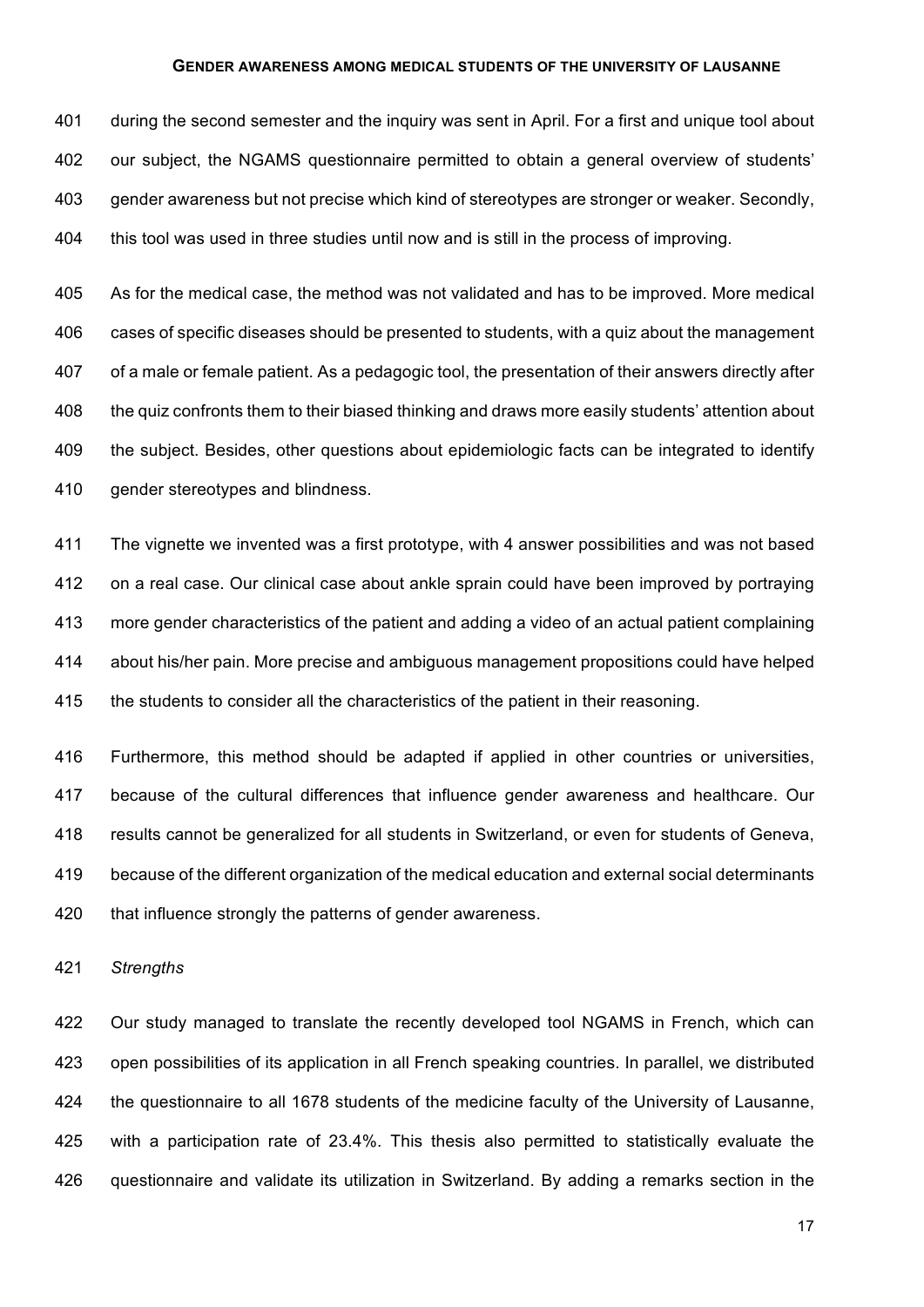during the second semester and the inquiry was sent in April. For a first and unique tool about our subject, the NGAMS questionnaire permitted to obtain a general overview of students' gender awareness but not precise which kind of stereotypes are stronger or weaker. Secondly, this tool was used in three studies until now and is still in the process of improving.

As for the medical case, the method was not validated and has to be improved. More medical cases of specific diseases should be presented to students, with a quiz about the management of a male or female patient. As a pedagogic tool, the presentation of their answers directly after the quiz confronts them to their biased thinking and draws more easily students' attention about the subject. Besides, other questions about epidemiologic facts can be integrated to identify gender stereotypes and blindness.

The vignette we invented was a first prototype, with 4 answer possibilities and was not based on a real case. Our clinical case about ankle sprain could have been improved by portraying more gender characteristics of the patient and adding a video of an actual patient complaining about his/her pain. More precise and ambiguous management propositions could have helped the students to consider all the characteristics of the patient in their reasoning.

Furthermore, this method should be adapted if applied in other countries or universities, because of the cultural differences that influence gender awareness and healthcare. Our results cannot be generalized for all students in Switzerland, or even for students of Geneva, because of the different organization of the medical education and external social determinants that influence strongly the patterns of gender awareness.

*Strengths*

Our study managed to translate the recently developed tool NGAMS in French, which can open possibilities of its application in all French speaking countries. In parallel, we distributed the questionnaire to all 1678 students of the medicine faculty of the University of Lausanne, with a participation rate of 23.4%. This thesis also permitted to statistically evaluate the questionnaire and validate its utilization in Switzerland. By adding a remarks section in the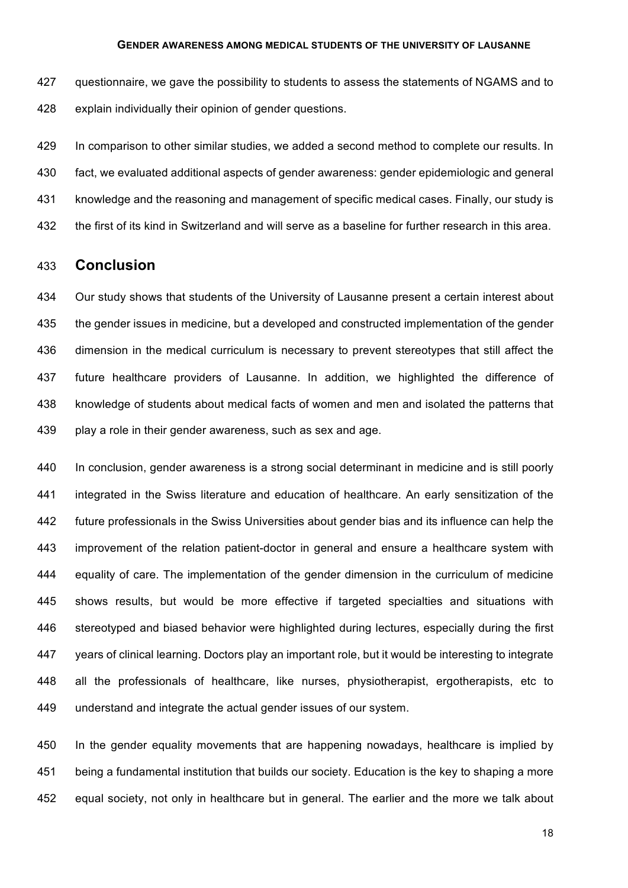questionnaire, we gave the possibility to students to assess the statements of NGAMS and to explain individually their opinion of gender questions.

In comparison to other similar studies, we added a second method to complete our results. In fact, we evaluated additional aspects of gender awareness: gender epidemiologic and general knowledge and the reasoning and management of specific medical cases. Finally, our study is the first of its kind in Switzerland and will serve as a baseline for further research in this area.

## Conclusion

Our study shows that students of the University of Lausanne present a certain interest about the gender issues in medicine, but a developed and constructed implementation of the gender dimension in the medical curriculum is necessary to prevent stereotypes that still affect the future healthcare providers of Lausanne. In addition, we highlighted the difference of knowledge of students about medical facts of women and men and isolated the patterns that play a role in their gender awareness, such as sex and age.

In conclusion, gender awareness is a strong social determinant in medicine and is still poorly integrated in the Swiss literature and education of healthcare. An early sensitization of the future professionals in the Swiss Universities about gender bias and its influence can help the improvement of the relation patient-doctor in general and ensure a healthcare system with equality of care. The implementation of the gender dimension in the curriculum of medicine shows results, but would be more effective if targeted specialties and situations with stereotyped and biased behavior were highlighted during lectures, especially during the first years of clinical learning. Doctors play an important role, but it would be interesting to integrate all the professionals of healthcare, like nurses, physiotherapist, ergotherapists, etc to understand and integrate the actual gender issues of our system.

In the gender equality movements that are happening nowadays, healthcare is implied by being a fundamental institution that builds our society. Education is the key to shaping a more equal society, not only in healthcare but in general. The earlier and the more we talk about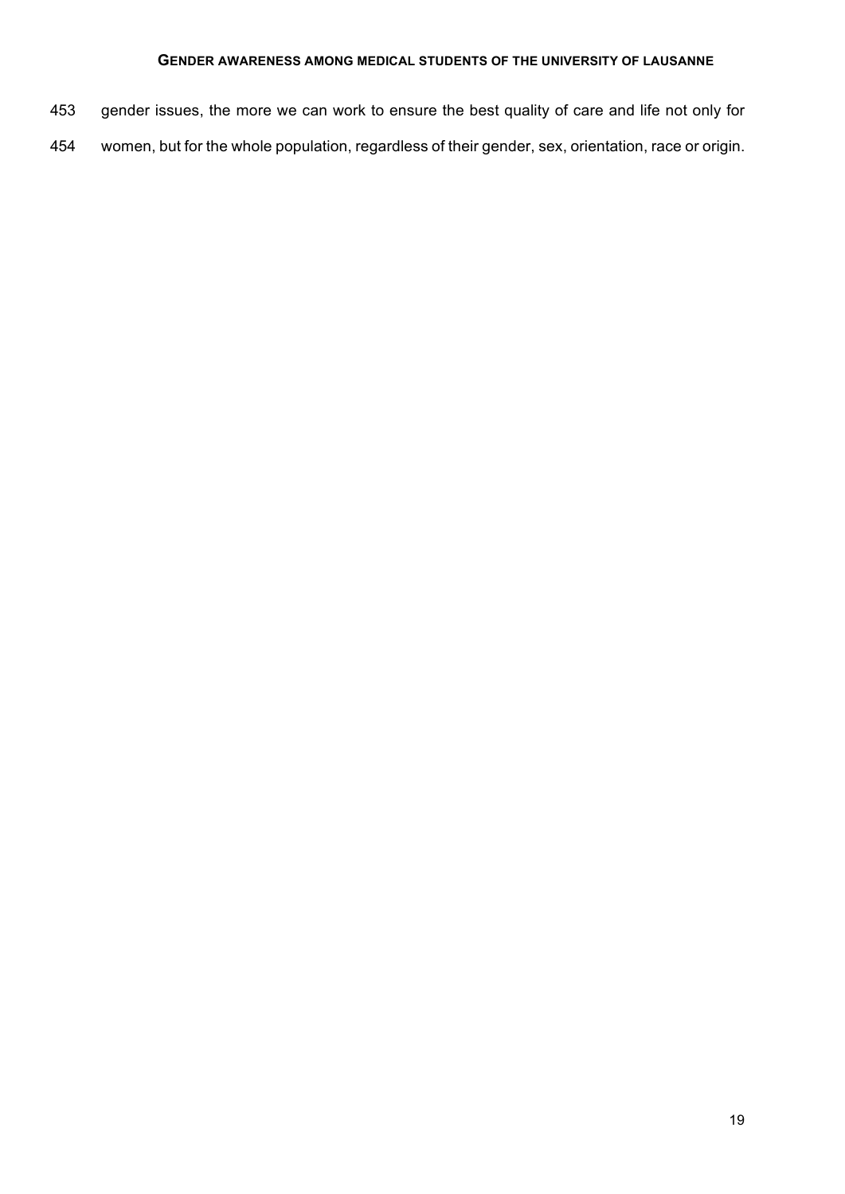gender issues, the more we can work to ensure the best quality of care and life not only for women, but for the whole population, regardless of their gender, sex, orientation, race or origin.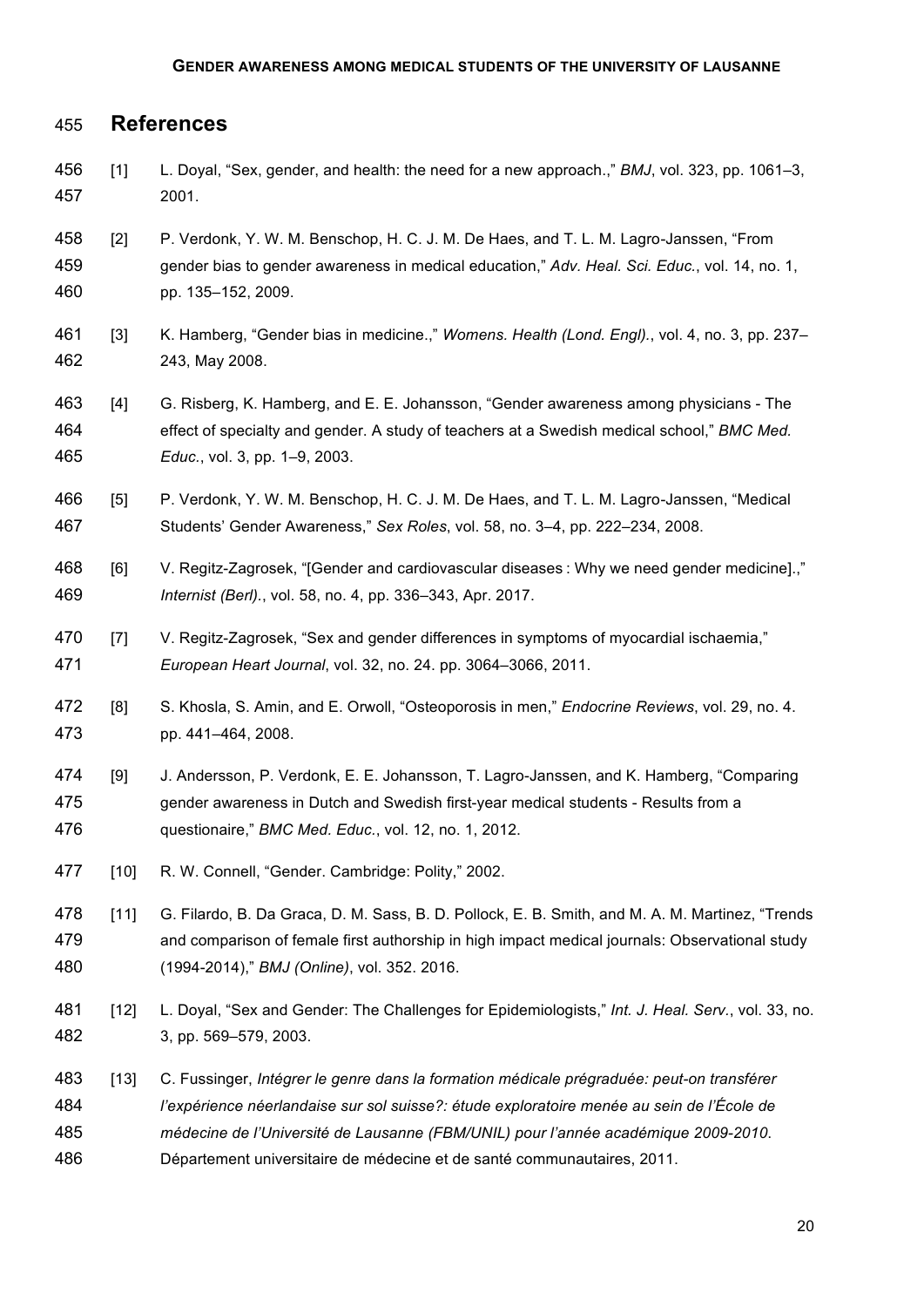## References

[1] L. Doyal, "Sex, gender, and health: the need for a new approach.," *BMJ*, vol. 323, pp. 1061–3, 2001.

[2] P. Verdonk, Y. W. M. Benschop, H. C. J. M. De Haes, and T. L. M. Lagro-Janssen, "From gender bias to gender awareness in medical education," *Adv. Heal. Sci. Educ.*, vol. 14, no. 1, pp. 135–152, 2009.

[3] K. Hamberg, "Gender bias in medicine.," *Womens. Health (Lond. Engl).*, vol. 4, no. 3, pp. 237–243, May 2008.

[4] G. Risberg, K. Hamberg, and E. E. Johansson, "Gender awareness among physicians - The effect of specialty and gender. A study of teachers at a Swedish medical school," *BMC Med. Educ.*, vol. 3, pp. 1–9, 2003.

[5] P. Verdonk, Y. W. M. Benschop, H. C. J. M. De Haes, and T. L. M. Lagro-Janssen, "Medical Students' Gender Awareness," *Sex Roles*, vol. 58, no. 3–4, pp. 222–234, 2008.

[6] V. Regitz-Zagrosek, "[Gender and cardiovascular diseases : Why we need gender medicine].," *Internist (Berl).*, vol. 58, no. 4, pp. 336–343, Apr. 2017.

[7] V. Regitz-Zagrosek, "Sex and gender differences in symptoms of myocardial ischaemia," *European Heart Journal*, vol. 32, no. 24. pp. 3064–3066, 2011.

[8] S. Khosla, S. Amin, and E. Orwoll, "Osteoporosis in men," *Endocrine Reviews*, vol. 29, no. 4. pp. 441–464, 2008.

[9] J. Andersson, P. Verdonk, E. E. Johansson, T. Lagro-Janssen, and K. Hamberg, "Comparing gender awareness in Dutch and Swedish first-year medical students - Results from a questionaire," *BMC Med. Educ.*, vol. 12, no. 1, 2012.

[10] R. W. Connell, "Gender. Cambridge: Polity," 2002.

[11] G. Filardo, B. Da Graca, D. M. Sass, B. D. Pollock, E. B. Smith, and M. A. M. Martinez, "Trends and comparison of female first authorship in high impact medical journals: Observational study (1994-2014)," *BMJ (Online)*, vol. 352. 2016.

[12] L. Doyal, "Sex and Gender: The Challenges for Epidemiologists," *Int. J. Heal. Serv.*, vol. 33, no. 3, pp. 569–579, 2003.

[13] C. Fussinger, *Intégrer le genre dans la formation médicale prégraduée: peut-on transférer l'expérience néerlandaise sur sol suisse?: étude exploratoire menée au sein de l'École de médecine de l'Université de Lausanne (FBM/UNIL) pour l'année académique 2009-2010*. Département universitaire de médecine et de santé communautaires, 2011.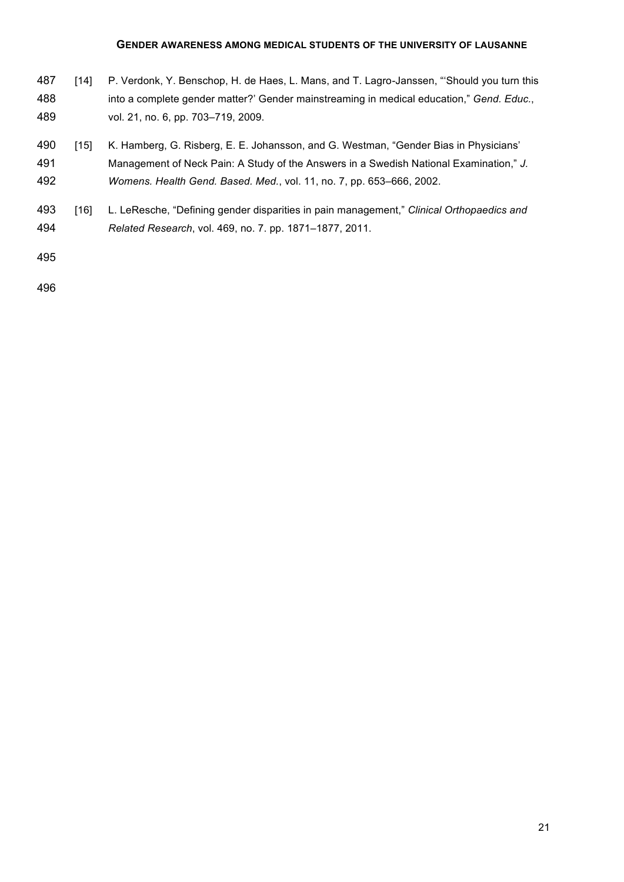[14] P. Verdonk, Y. Benschop, H. de Haes, L. Mans, and T. Lagro-Janssen, "'Should you turn this into a complete gender matter?' Gender mainstreaming in medical education," *Gend. Educ.*, vol. 21, no. 6, pp. 703–719, 2009.

[15] K. Hamberg, G. Risberg, E. E. Johansson, and G. Westman, "Gender Bias in Physicians' Management of Neck Pain: A Study of the Answers in a Swedish National Examination," *J. Womens. Health Gend. Based. Med.*, vol. 11, no. 7, pp. 653–666, 2002.

[16] L. LeResche, "Defining gender disparities in pain management," *Clinical Orthopaedics and Related Research*, vol. 469, no. 7. pp. 1871–1877, 2011.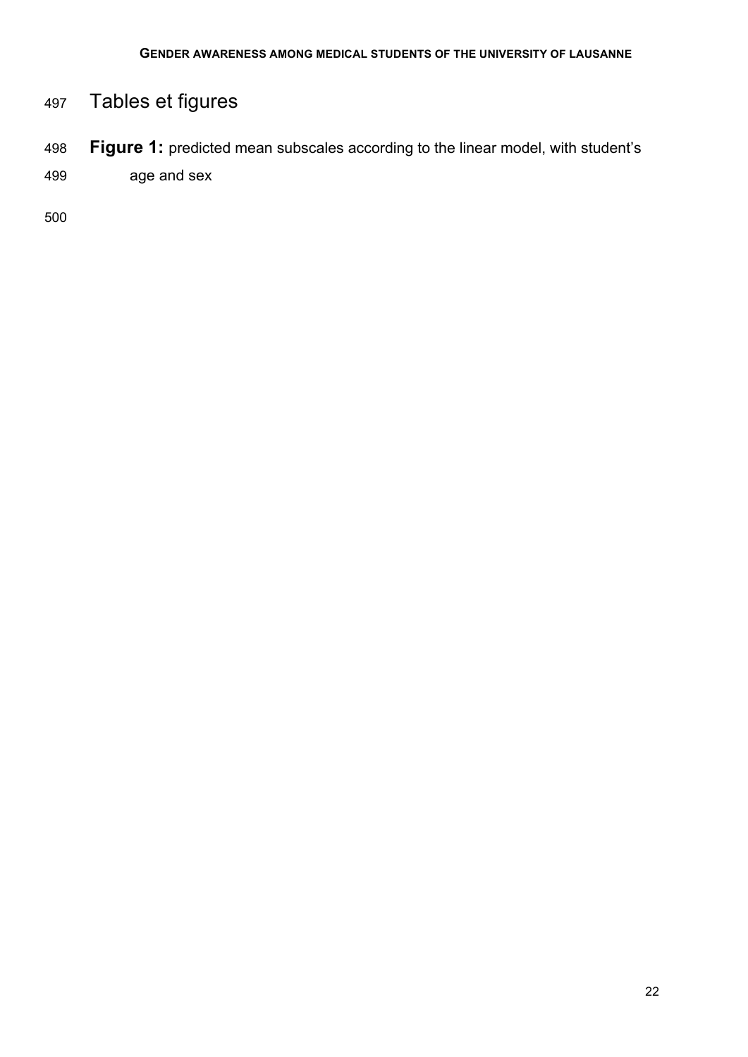# Tables et figures

**Figure 1:** predicted mean subscales according to the linear model, with student's age and sex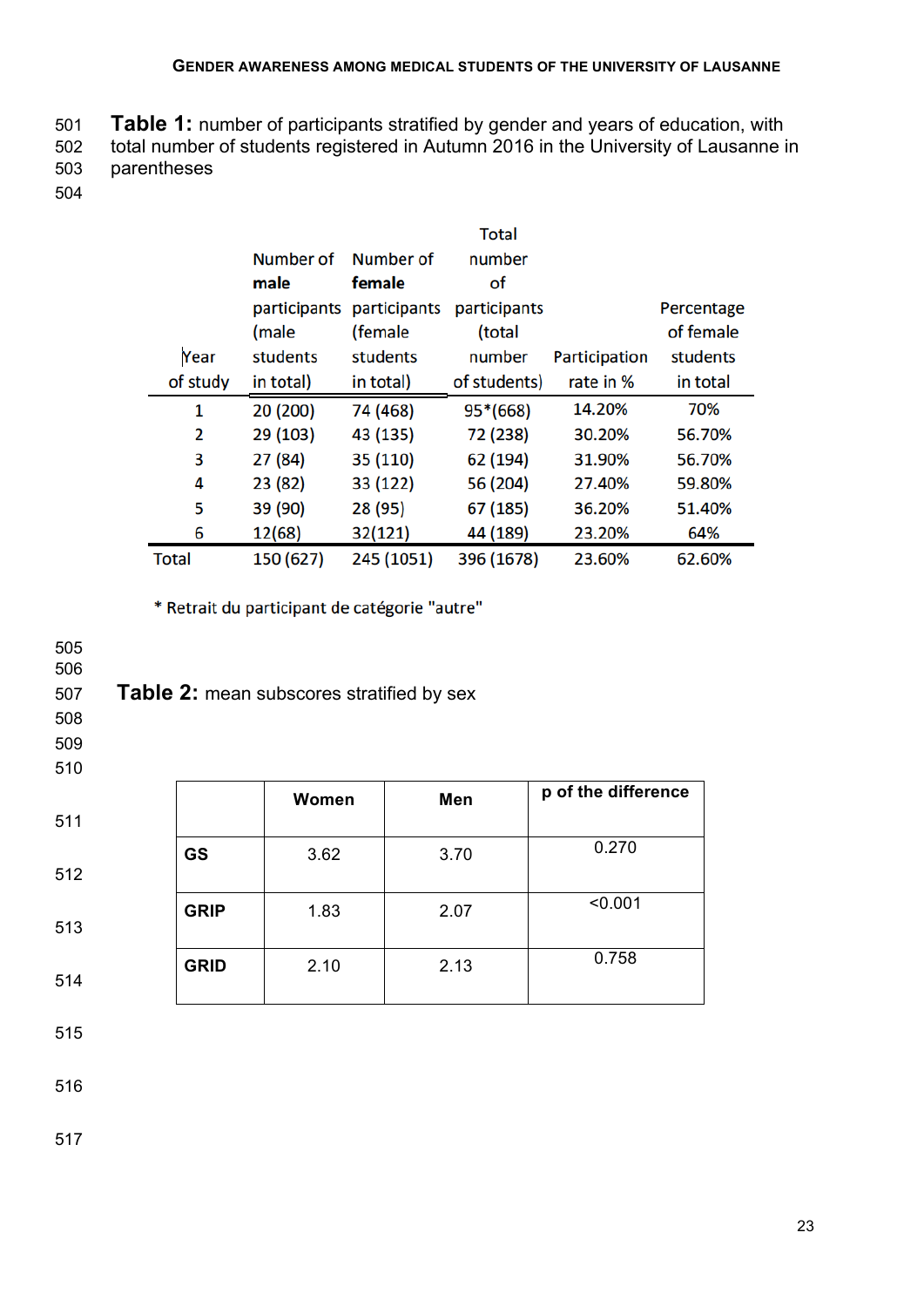**Table 1:** number of participants stratified by gender and years of education, with total number of students registered in Autumn 2016 in the University of Lausanne in parentheses

| Year of study | Number of **male** participants (male students in total) | Number of **female** participants (female students in total) | Total number of participants (total number of students) | Participation rate in % | Percentage of female students in total |
|---|---|---|---|---|---|
| 1 | 20 (200) | 74 (468) | 95*(668) | 14.20% | 70% |
| 2 | 29 (103) | 43 (135) | 72 (238) | 30.20% | 56.70% |
| 3 | 27 (84) | 35 (110) | 62 (194) | 31.90% | 56.70% |
| 4 | 23 (82) | 33 (122) | 56 (204) | 27.40% | 59.80% |
| 5 | 39 (90) | 28 (95) | 67 (185) | 36.20% | 51.40% |
| 6 | 12(68) | 32(121) | 44 (189) | 23.20% | 64% |
| Total | 150 (627) | 245 (1051) | 396 (1678) | 23.60% | 62.60% |

* Retrait du participant de catégorie "autre"

**Table 2:** mean subscores stratified by sex

| | **Women** | **Men** | **p of the difference** |
|---|---|---|---|
| **GS** | 3.62 | 3.70 | 0.270 |
| **GRIP** | 1.83 | 2.07 | <0.001 |
| **GRID** | 2.10 | 2.13 | 0.758 |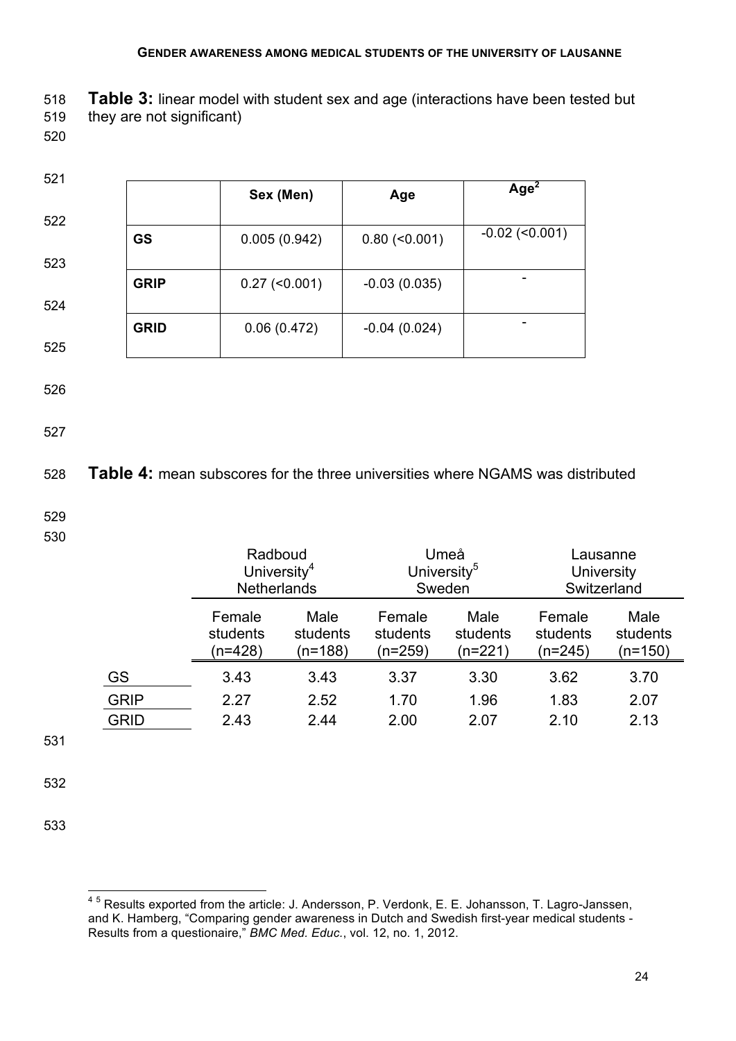**Table 3:** linear model with student sex and age (interactions have been tested but they are not significant)

| | Sex (Men) | Age | $Age^2$ |
|---|---|---|---|
| **GS** | 0.005 (0.942) | 0.80 (<0.001) | -0.02 (<0.001) |
| **GRIP** | 0.27 (<0.001) | -0.03 (0.035) | - |
| **GRID** | 0.06 (0.472) | -0.04 (0.024) | - |

**Table 4:** mean subscores for the three universities where NGAMS was distributed

| | Radboud University[4] Netherlands | | Umeå University[5] Sweden | | Lausanne University Switzerland | |
|---|---|---|---|---|---|---|
| | Female students (n=428) | Male students (n=188) | Female students (n=259) | Male students (n=221) | Female students (n=245) | Male students (n=150) |
| GS | 3.43 | 3.43 | 3.37 | 3.30 | 3.62 | 3.70 |
| GRIP | 2.27 | 2.52 | 1.70 | 1.96 | 1.83 | 2.07 |
| GRID | 2.43 | 2.44 | 2.00 | 2.07 | 2.10 | 2.13 |

[4] [5] Results exported from the article: J. Andersson, P. Verdonk, E. E. Johansson, T. Lagro-Janssen, and K. Hamberg, "Comparing gender awareness in Dutch and Swedish first-year medical students - Results from a questionaire," *BMC Med. Educ.*, vol. 12, no. 1, 2012.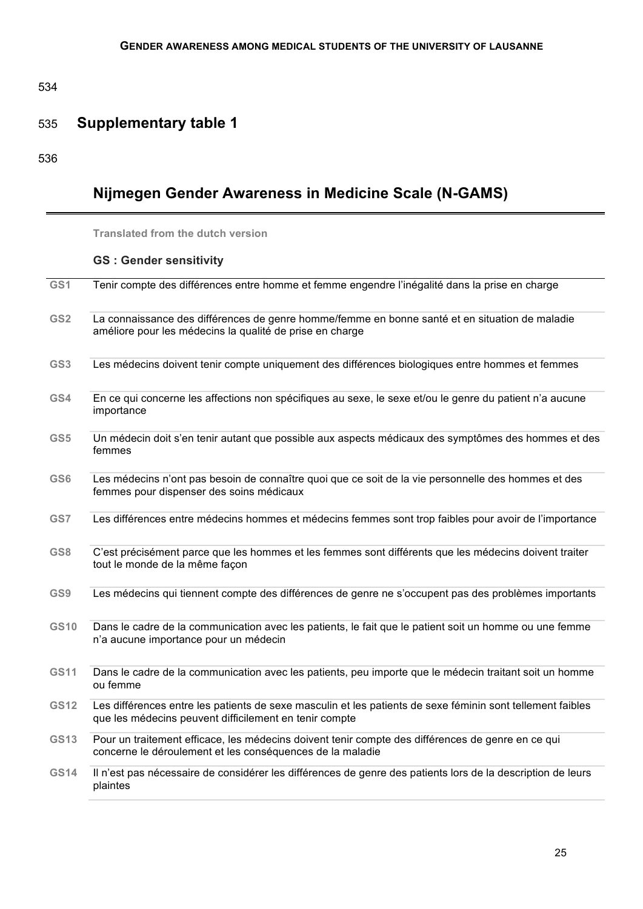## Supplementary table 1

### Nijmegen Gender Awareness in Medicine Scale (N-GAMS)

**Translated from the dutch version**

**GS : Gender sensitivity**

| | |
|---|---|
| GS1 | Tenir compte des différences entre homme et femme engendre l'inégalité dans la prise en charge |
| GS2 | La connaissance des différences de genre homme/femme en bonne santé et en situation de maladie améliore pour les médecins la qualité de prise en charge |
| GS3 | Les médecins doivent tenir compte uniquement des différences biologiques entre hommes et femmes |
| GS4 | En ce qui concerne les affections non spécifiques au sexe, le sexe et/ou le genre du patient n'a aucune importance |
| GS5 | Un médecin doit s'en tenir autant que possible aux aspects médicaux des symptômes des hommes et des femmes |
| GS6 | Les médecins n'ont pas besoin de connaître quoi que ce soit de la vie personnelle des hommes et des femmes pour dispenser des soins médicaux |
| GS7 | Les différences entre médecins hommes et médecins femmes sont trop faibles pour avoir de l'importance |
| GS8 | C'est précisément parce que les hommes et les femmes sont différents que les médecins doivent traiter tout le monde de la même façon |
| GS9 | Les médecins qui tiennent compte des différences de genre ne s'occupent pas des problèmes importants |
| GS10 | Dans le cadre de la communication avec les patients, le fait que le patient soit un homme ou une femme n'a aucune importance pour un médecin |
| GS11 | Dans le cadre de la communication avec les patients, peu importe que le médecin traitant soit un homme ou femme |
| GS12 | Les différences entre les patients de sexe masculin et les patients de sexe féminin sont tellement faibles que les médecins peuvent difficilement en tenir compte |
| GS13 | Pour un traitement efficace, les médecins doivent tenir compte des différences de genre en ce qui concerne le déroulement et les conséquences de la maladie |
| GS14 | Il n'est pas nécessaire de considérer les différences de genre des patients lors de la description de leurs plaintes |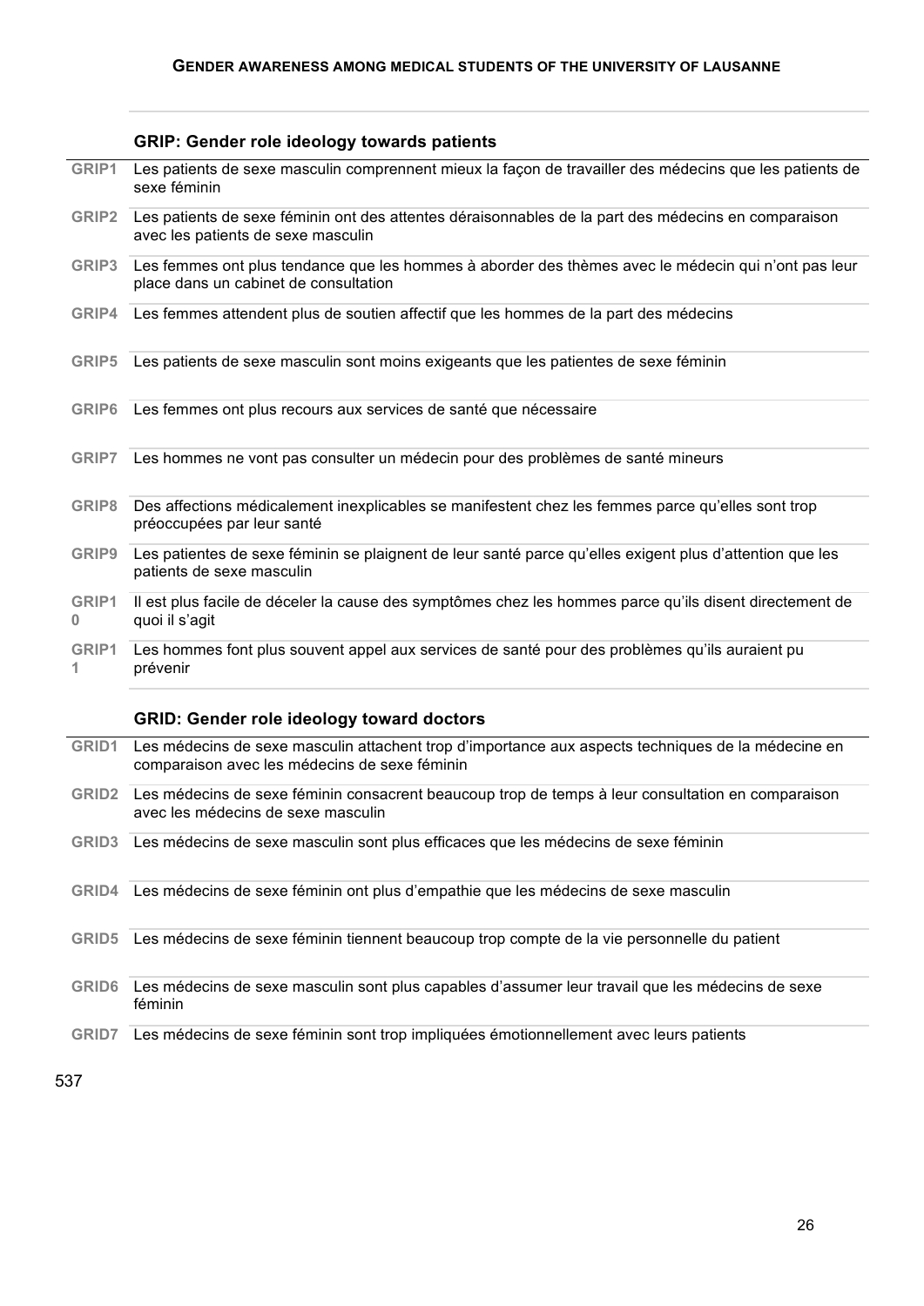### GRIP: Gender role ideology towards patients

| | |
|---|---|
| GRIP1 | Les patients de sexe masculin comprennent mieux la façon de travailler des médecins que les patients de sexe féminin |
| GRIP2 | Les patients de sexe féminin ont des attentes déraisonnables de la part des médecins en comparaison avec les patients de sexe masculin |
| GRIP3 | Les femmes ont plus tendance que les hommes à aborder des thèmes avec le médecin qui n'ont pas leur place dans un cabinet de consultation |
| GRIP4 | Les femmes attendent plus de soutien affectif que les hommes de la part des médecins |
| GRIP5 | Les patients de sexe masculin sont moins exigeants que les patientes de sexe féminin |
| GRIP6 | Les femmes ont plus recours aux services de santé que nécessaire |
| GRIP7 | Les hommes ne vont pas consulter un médecin pour des problèmes de santé mineurs |
| GRIP8 | Des affections médicalement inexplicables se manifestent chez les femmes parce qu'elles sont trop préoccupées par leur santé |
| GRIP9 | Les patientes de sexe féminin se plaignent de leur santé parce qu'elles exigent plus d'attention que les patients de sexe masculin |
| GRIP10 | Il est plus facile de déceler la cause des symptômes chez les hommes parce qu'ils disent directement de quoi il s'agit |
| GRIP11 | Les hommes font plus souvent appel aux services de santé pour des problèmes qu'ils auraient pu prévenir |

### GRID: Gender role ideology toward doctors

| | |
|---|---|
| GRID1 | Les médecins de sexe masculin attachent trop d'importance aux aspects techniques de la médecine en comparaison avec les médecins de sexe féminin |
| GRID2 | Les médecins de sexe féminin consacrent beaucoup trop de temps à leur consultation en comparaison avec les médecins de sexe masculin |
| GRID3 | Les médecins de sexe masculin sont plus efficaces que les médecins de sexe féminin |
| GRID4 | Les médecins de sexe féminin ont plus d'empathie que les médecins de sexe masculin |
| GRID5 | Les médecins de sexe féminin tiennent beaucoup trop compte de la vie personnelle du patient |
| GRID6 | Les médecins de sexe masculin sont plus capables d'assumer leur travail que les médecins de sexe féminin |
| GRID7 | Les médecins de sexe féminin sont trop impliquées émotionnellement avec leurs patients |

537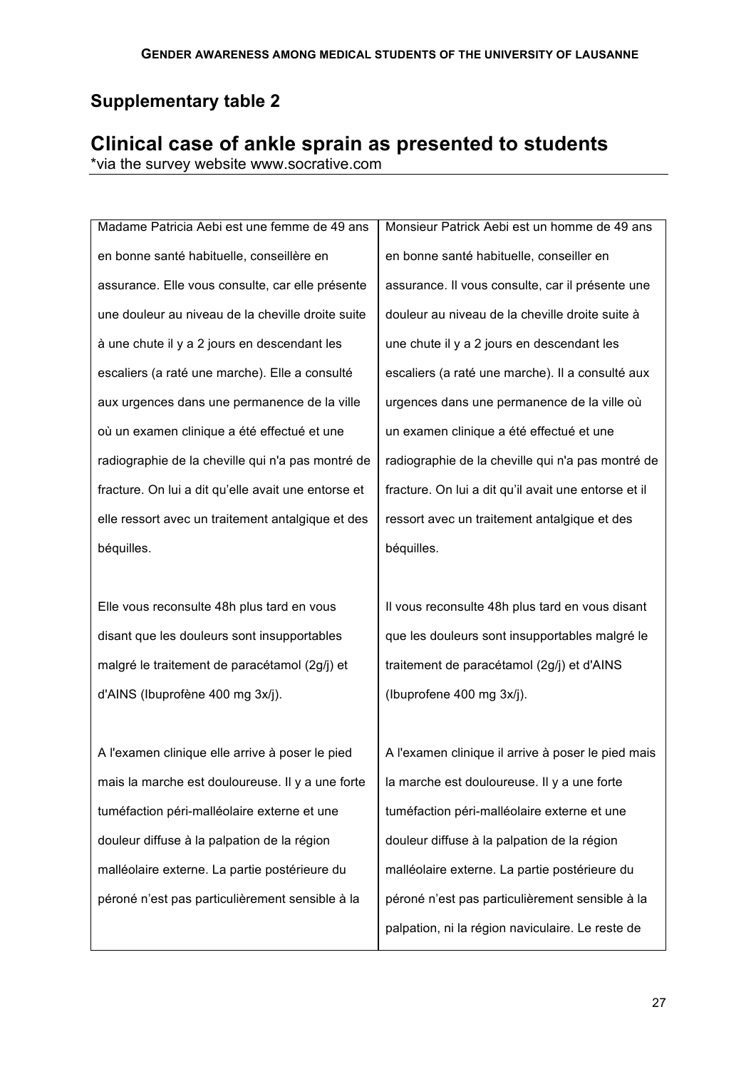## Supplementary table 2

## Clinical case of ankle sprain as presented to students

*via the survey website www.socrative.com

| | |
|---|---|
| Madame Patricia Aebi est une femme de 49 ans en bonne santé habituelle, conseillère en assurance. Elle vous consulte, car elle présente une douleur au niveau de la cheville droite suite à une chute il y a 2 jours en descendant les escaliers (a raté une marche). Elle a consulté aux urgences dans une permanence de la ville où un examen clinique a été effectué et une radiographie de la cheville qui n'a pas montré de fracture. On lui a dit qu'elle avait une entorse et elle ressort avec un traitement antalgique et des béquilles.<br><br>Elle vous reconsulte 48h plus tard en vous disant que les douleurs sont insupportables malgré le traitement de paracétamol (2g/j) et d'AINS (Ibuprofène 400 mg 3x/j).<br><br>A l'examen clinique elle arrive à poser le pied mais la marche est douloureuse. Il y a une forte tuméfaction péri-malléolaire externe et une douleur diffuse à la palpation de la région malléolaire externe. La partie postérieure du péroné n'est pas particulièrement sensible à la | Monsieur Patrick Aebi est un homme de 49 ans en bonne santé habituelle, conseiller en assurance. Il vous consulte, car il présente une douleur au niveau de la cheville droite suite à une chute il y a 2 jours en descendant les escaliers (a raté une marche). Il a consulté aux urgences dans une permanence de la ville où un examen clinique a été effectué et une radiographie de la cheville qui n'a pas montré de fracture. On lui a dit qu'il avait une entorse et il ressort avec un traitement antalgique et des béquilles.<br><br>Il vous reconsulte 48h plus tard en vous disant que les douleurs sont insupportables malgré le traitement de paracétamol (2g/j) et d'AINS (Ibuprofene 400 mg 3x/j).<br><br>A l'examen clinique il arrive à poser le pied mais la marche est douloureuse. Il y a une forte tuméfaction péri-malléolaire externe et une douleur diffuse à la palpation de la région malléolaire externe. La partie postérieure du péroné n'est pas particulièrement sensible à la palpation, ni la région naviculaire. Le reste de |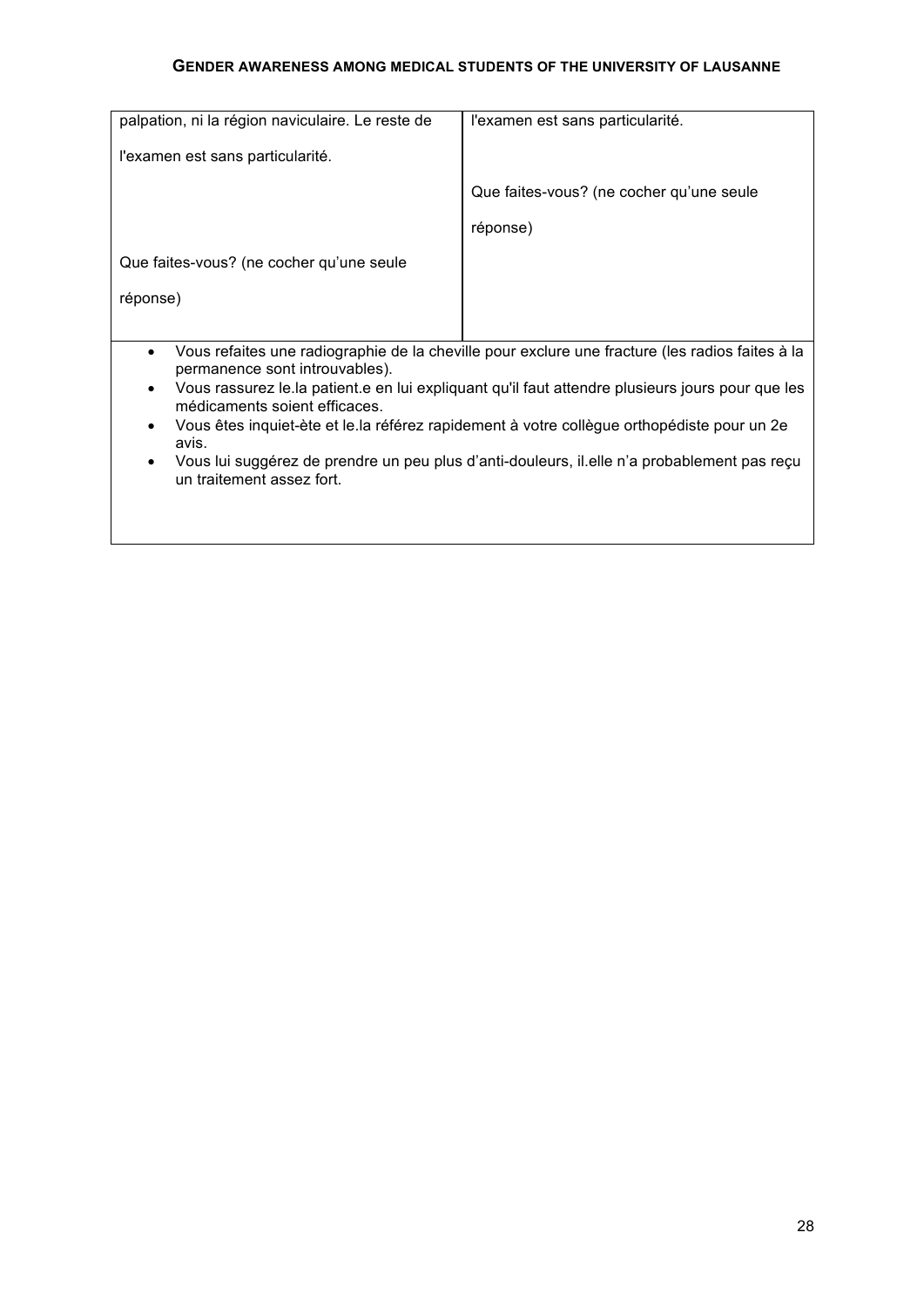| palpation, ni la région naviculaire. Le reste de l'examen est sans particularité.<br><br>Que faites-vous? (ne cocher qu'une seule réponse) | l'examen est sans particularité.<br><br>Que faites-vous? (ne cocher qu'une seule réponse) |
|---|---|

- Vous refaites une radiographie de la cheville pour exclure une fracture (les radios faites à la permanence sont introuvables).
- Vous rassurez le.la patient.e en lui expliquant qu'il faut attendre plusieurs jours pour que les médicaments soient efficaces.
- Vous êtes inquiet-ète et le.la référez rapidement à votre collègue orthopédiste pour un 2e avis.
- Vous lui suggérez de prendre un peu plus d'anti-douleurs, il.elle n'a probablement pas reçu un traitement assez fort.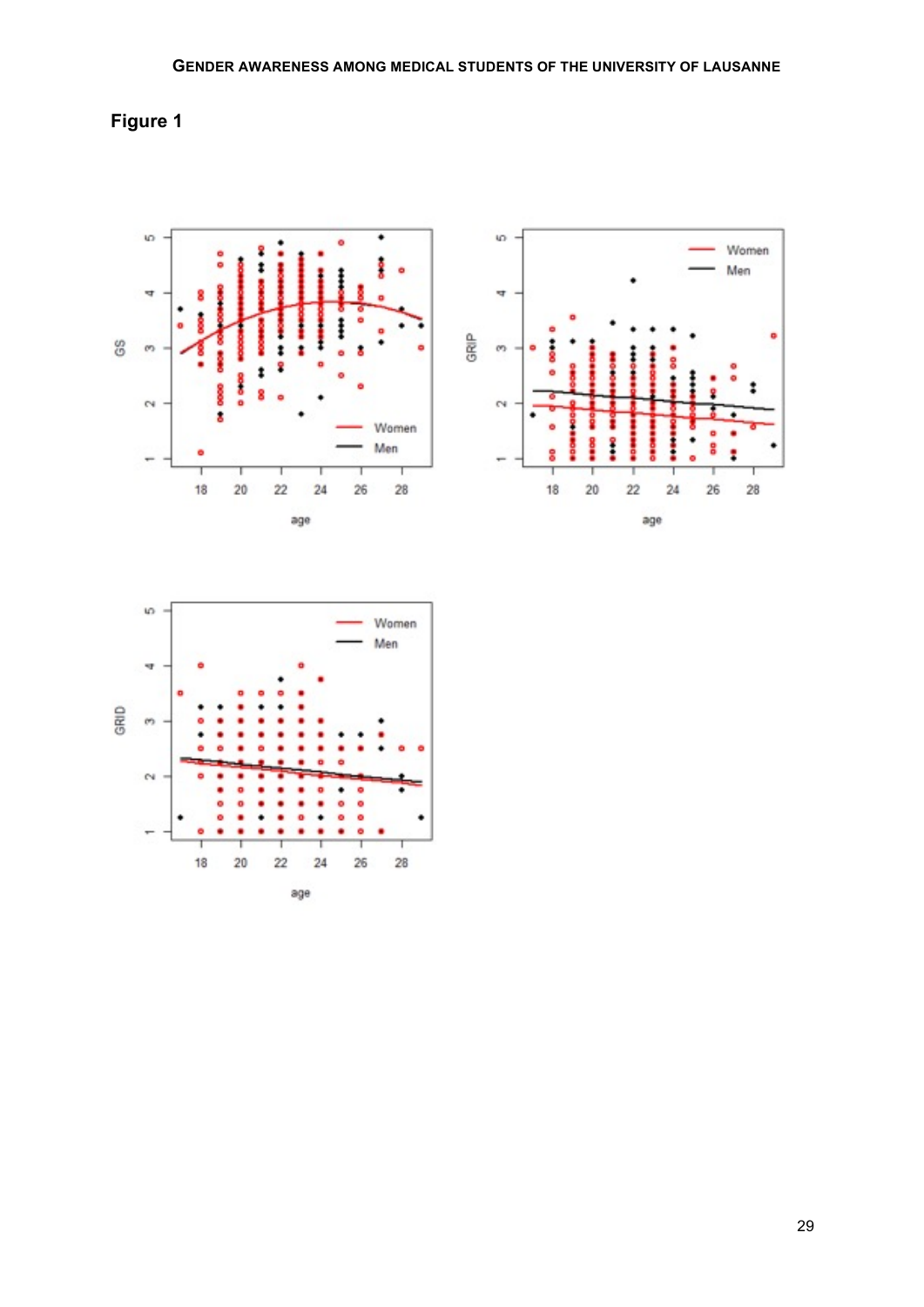**Figure 1**

GS

age

Women

Men

GRIP

age

Women

Men

GRID

age

Women

Men